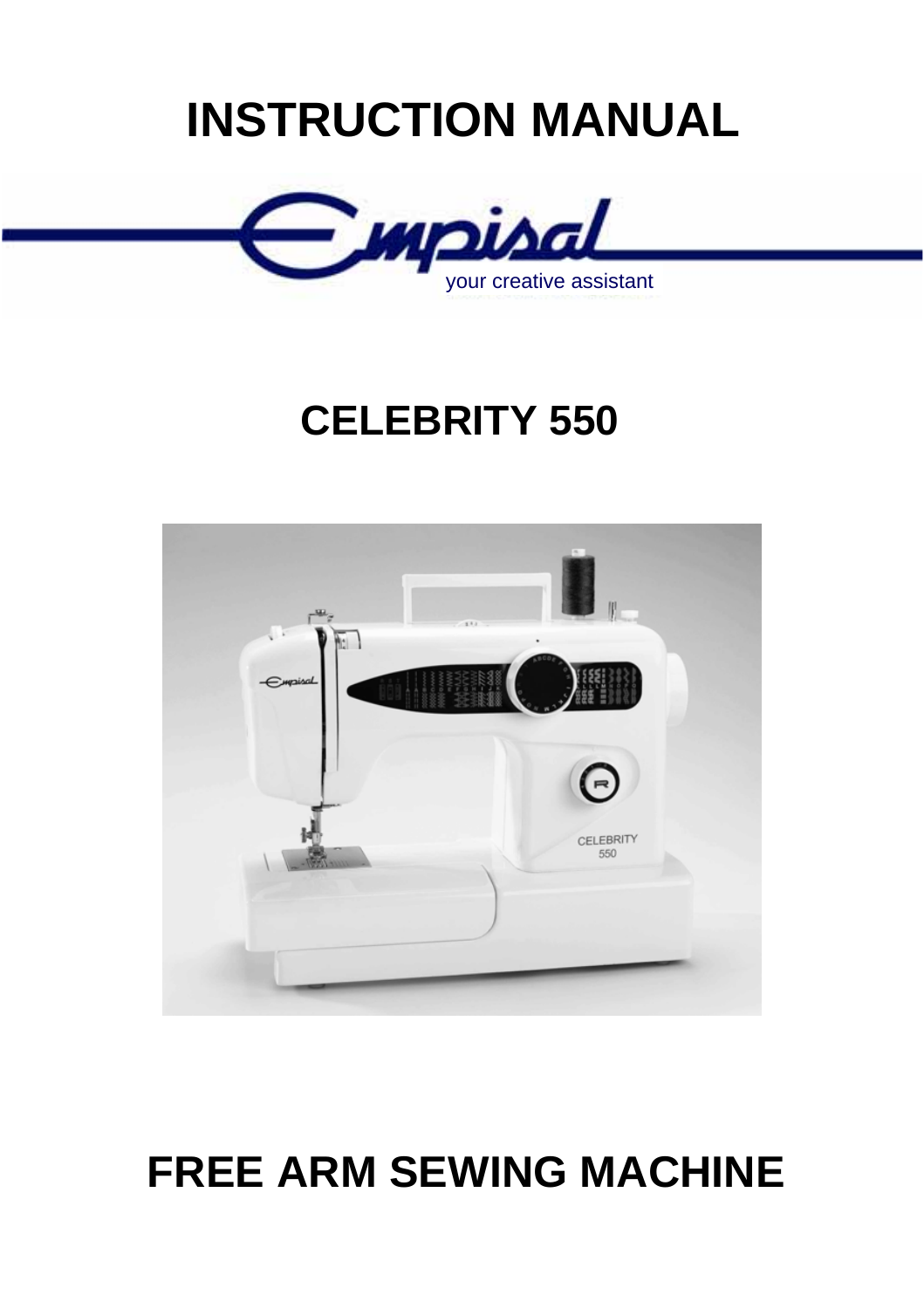# INSTRUCTION MANUAL

Empisal

your creative assistant

## CELEBRITY 550

# FREE ARM SEWING MACHINE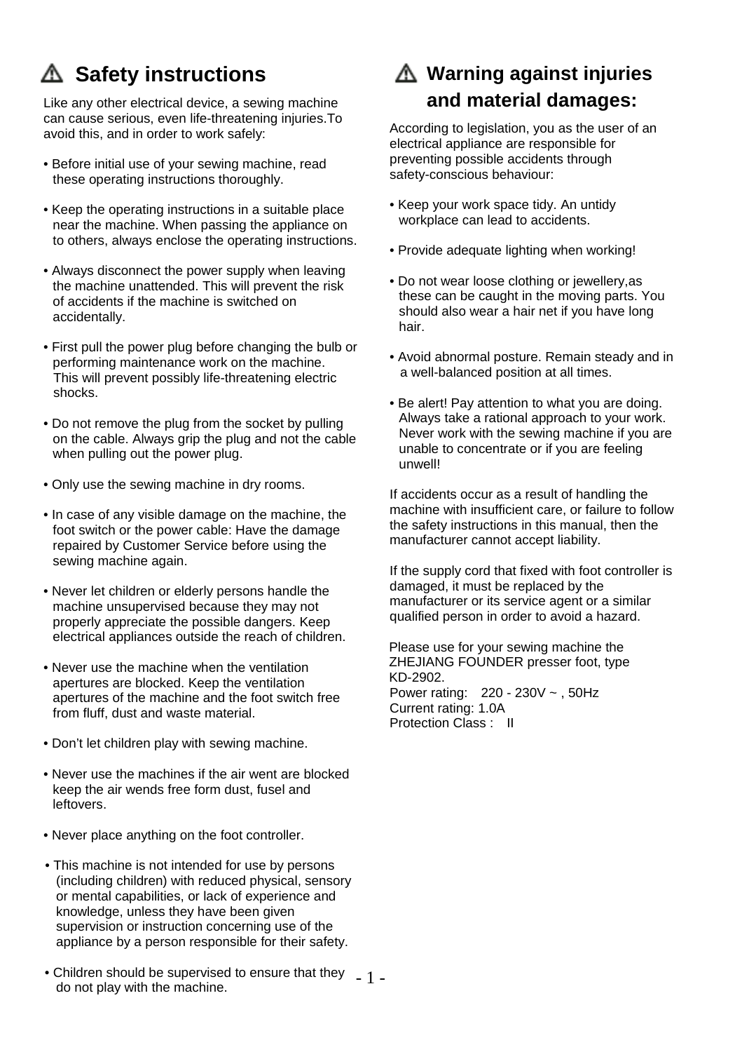## ⚠ Safety instructions

Like any other electrical device, a sewing machine can cause serious, even life-threatening injuries.To avoid this, and in order to work safely:

- Before initial use of your sewing machine, read these operating instructions thoroughly.
- Keep the operating instructions in a suitable place near the machine. When passing the appliance on to others, always enclose the operating instructions.
- Always disconnect the power supply when leaving the machine unattended. This will prevent the risk of accidents if the machine is switched on accidentally.
- First pull the power plug before changing the bulb or performing maintenance work on the machine. This will prevent possibly life-threatening electric shocks.
- Do not remove the plug from the socket by pulling on the cable. Always grip the plug and not the cable when pulling out the power plug.
- Only use the sewing machine in dry rooms.
- In case of any visible damage on the machine, the foot switch or the power cable: Have the damage repaired by Customer Service before using the sewing machine again.
- Never let children or elderly persons handle the machine unsupervised because they may not properly appreciate the possible dangers. Keep electrical appliances outside the reach of children.
- Never use the machine when the ventilation apertures are blocked. Keep the ventilation apertures of the machine and the foot switch free from fluff, dust and waste material.
- Don't let children play with sewing machine.
- Never use the machines if the air went are blocked keep the air wends free form dust, fusel and leftovers.
- Never place anything on the foot controller.
- This machine is not intended for use by persons (including children) with reduced physical, sensory or mental capabilities, or lack of experience and knowledge, unless they have been given supervision or instruction concerning use of the appliance by a person responsible for their safety.
- Children should be supervised to ensure that they do not play with the machine.

## ⚠ Warning against injuries and material damages:

According to legislation, you as the user of an electrical appliance are responsible for preventing possible accidents through safety-conscious behaviour:

- Keep your work space tidy. An untidy workplace can lead to accidents.
- Provide adequate lighting when working!
- Do not wear loose clothing or jewellery,as these can be caught in the moving parts. You should also wear a hair net if you have long hair.
- Avoid abnormal posture. Remain steady and in a well-balanced position at all times.
- Be alert! Pay attention to what you are doing. Always take a rational approach to your work. Never work with the sewing machine if you are unable to concentrate or if you are feeling unwell!

If accidents occur as a result of handling the machine with insufficient care, or failure to follow the safety instructions in this manual, then the manufacturer cannot accept liability.

If the supply cord that fixed with foot controller is damaged, it must be replaced by the manufacturer or its service agent or a similar qualified person in order to avoid a hazard.

Please use for your sewing machine the ZHEJIANG FOUNDER presser foot, type KD-2902.
Power rating: 220 - 230V ~ , 50Hz
Current rating: 1.0A
Protection Class : II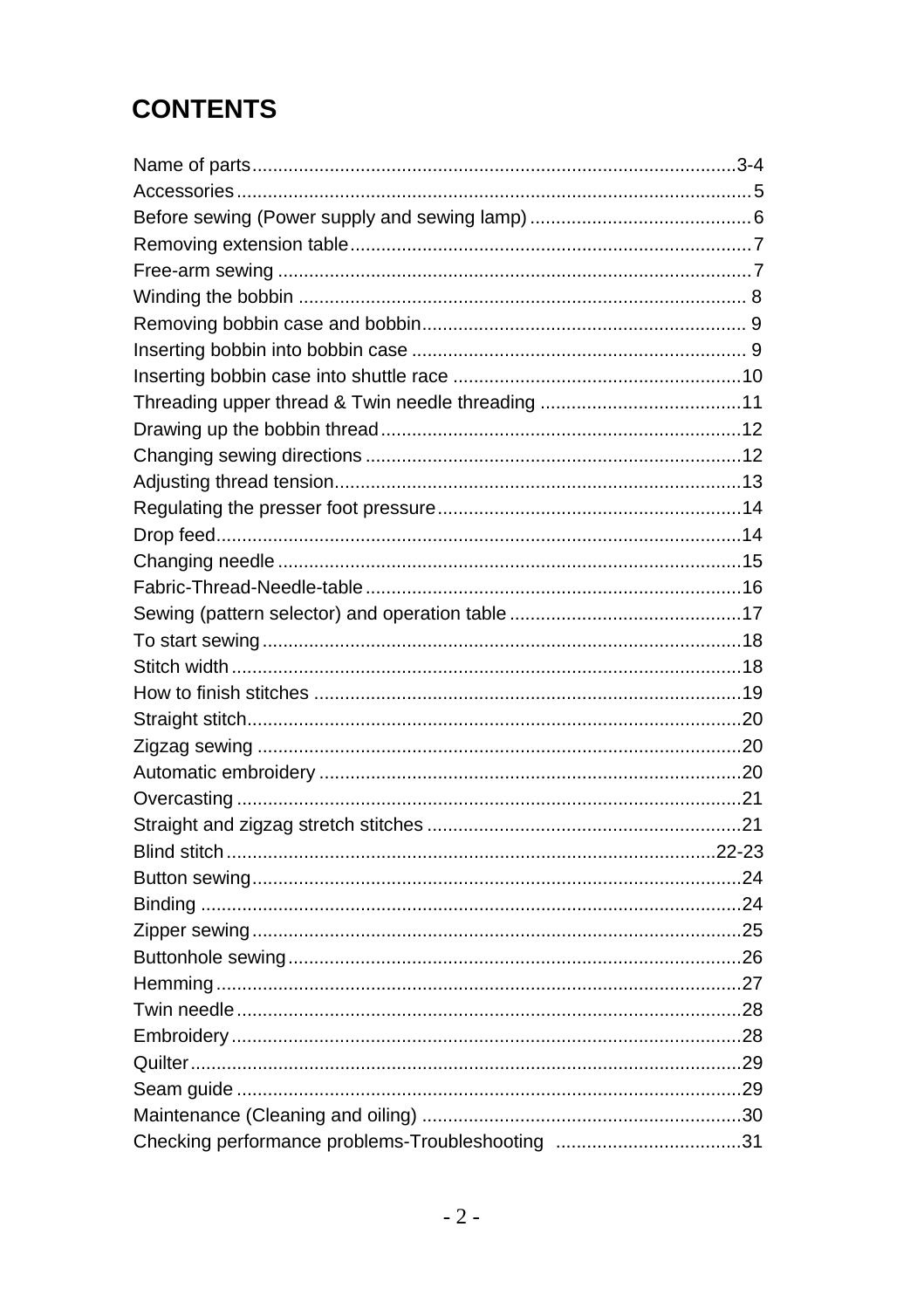# CONTENTS

| | |
|---|---|
| Name of parts | 3-4 |
| Accessories | 5 |
| Before sewing (Power supply and sewing lamp) | 6 |
| Removing extension table | 7 |
| Free-arm sewing | 7 |
| Winding the bobbin | 8 |
| Removing bobbin case and bobbin | 9 |
| Inserting bobbin into bobbin case | 9 |
| Inserting bobbin case into shuttle race | 10 |
| Threading upper thread & Twin needle threading | 11 |
| Drawing up the bobbin thread | 12 |
| Changing sewing directions | 12 |
| Adjusting thread tension | 13 |
| Regulating the presser foot pressure | 14 |
| Drop feed | 14 |
| Changing needle | 15 |
| Fabric-Thread-Needle-table | 16 |
| Sewing (pattern selector) and operation table | 17 |
| To start sewing | 18 |
| Stitch width | 18 |
| How to finish stitches | 19 |
| Straight stitch | 20 |
| Zigzag sewing | 20 |
| Automatic embroidery | 20 |
| Overcasting | 21 |
| Straight and zigzag stretch stitches | 21 |
| Blind stitch | 22-23 |
| Button sewing | 24 |
| Binding | 24 |
| Zipper sewing | 25 |
| Buttonhole sewing | 26 |
| Hemming | 27 |
| Twin needle | 28 |
| Embroidery | 28 |
| Quilter | 29 |
| Seam guide | 29 |
| Maintenance (Cleaning and oiling) | 30 |
| Checking performance problems-Troubleshooting | 31 |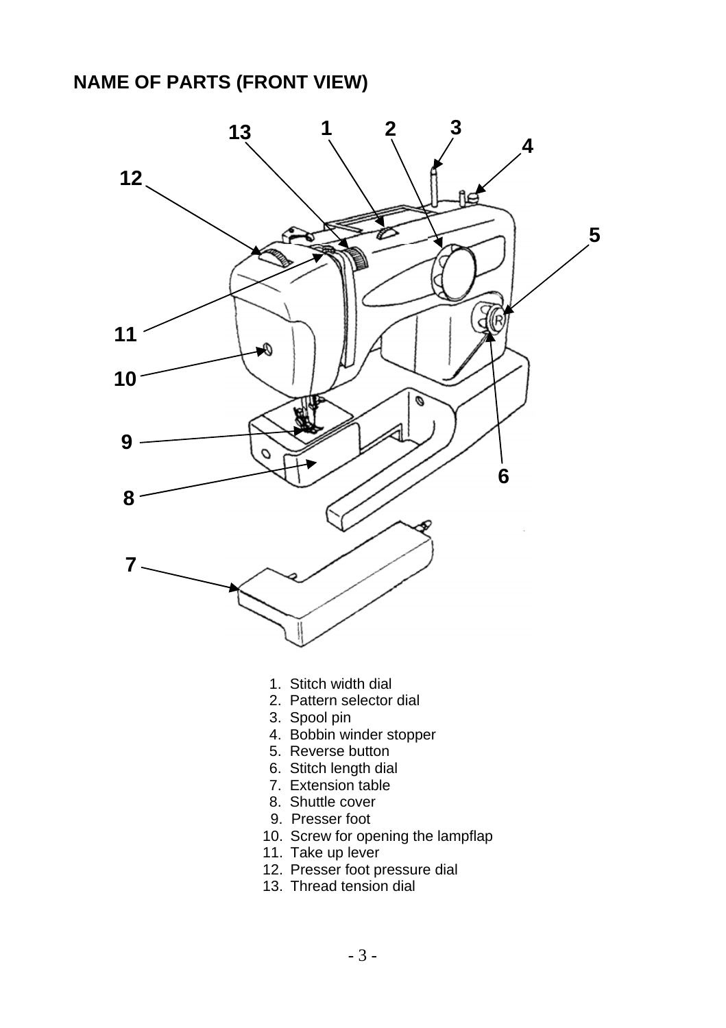## NAME OF PARTS (FRONT VIEW)

1. Stitch width dial
2. Pattern selector dial
3. Spool pin
4. Bobbin winder stopper
5. Reverse button
6. Stitch length dial
7. Extension table
8. Shuttle cover
9. Presser foot
10. Screw for opening the lampflap
11. Take up lever
12. Presser foot pressure dial
13. Thread tension dial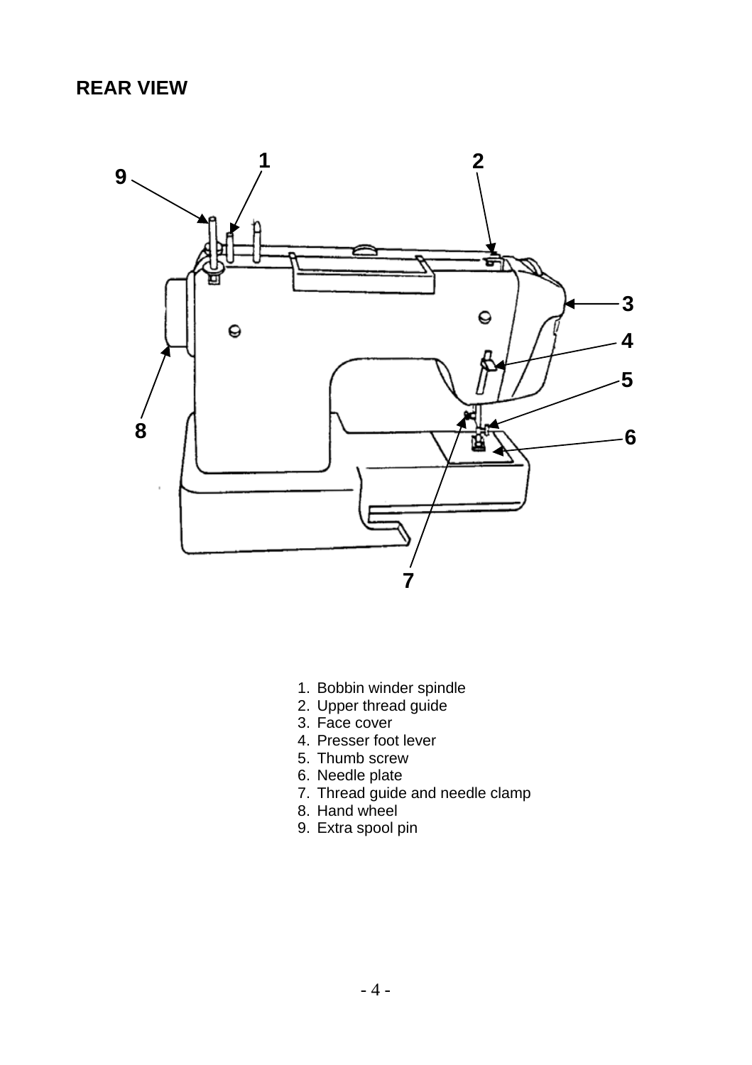## REAR VIEW

1. Bobbin winder spindle
2. Upper thread guide
3. Face cover
4. Presser foot lever
5. Thumb screw
6. Needle plate
7. Thread guide and needle clamp
8. Hand wheel
9. Extra spool pin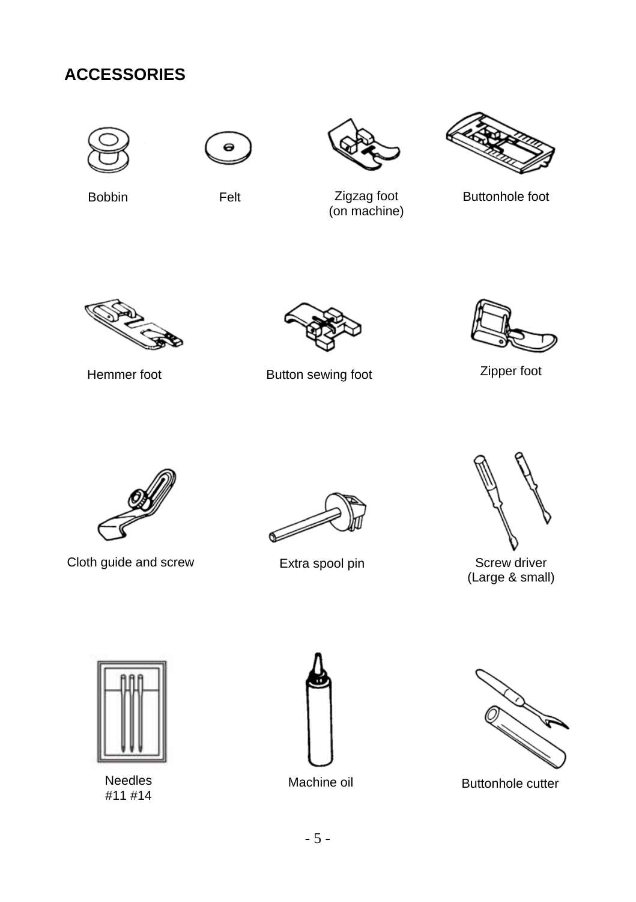## ACCESSORIES

Bobbin

Felt

Zigzag foot
(on machine)

Buttonhole foot

Hemmer foot

Button sewing foot

Zipper foot

Cloth guide and screw

Extra spool pin

Screw driver
(Large & small)

Needles
#11 #14

Machine oil

Buttonhole cutter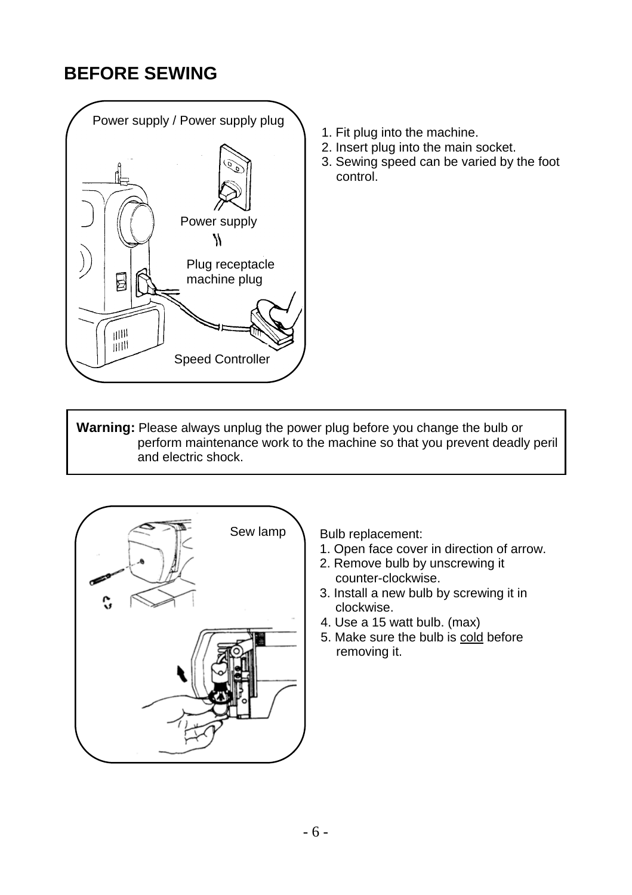# BEFORE SEWING

Power supply / Power supply plug

Power supply

Plug receptacle machine plug

Speed Controller

1. Fit plug into the machine.
2. Insert plug into the main socket.
3. Sewing speed can be varied by the foot control.

**Warning:** Please always unplug the power plug before you change the bulb or perform maintenance work to the machine so that you prevent deadly peril and electric shock.

Sew lamp

Bulb replacement:

1. Open face cover in direction of arrow.
2. Remove bulb by unscrewing it counter-clockwise.
3. Install a new bulb by screwing it in clockwise.
4. Use a 15 watt bulb. (max)
5. Make sure the bulb is cold before removing it.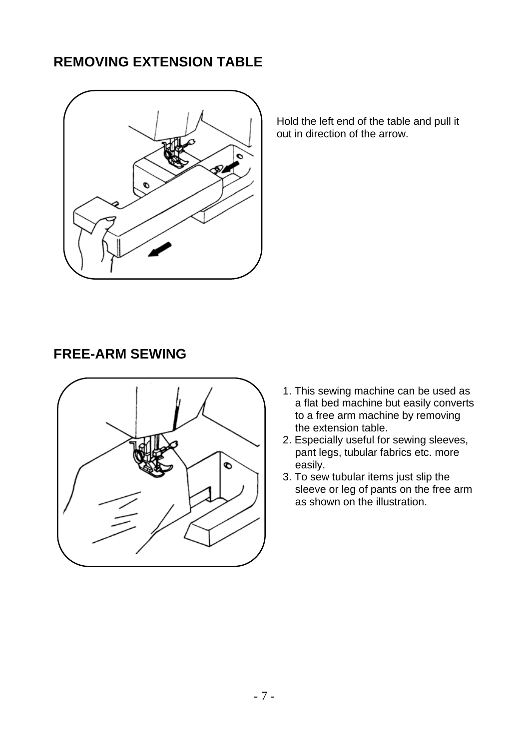## REMOVING EXTENSION TABLE

Hold the left end of the table and pull it out in direction of the arrow.

## FREE-ARM SEWING

1. This sewing machine can be used as a flat bed machine but easily converts to a free arm machine by removing the extension table.
2. Especially useful for sewing sleeves, pant legs, tubular fabrics etc. more easily.
3. To sew tubular items just slip the sleeve or leg of pants on the free arm as shown on the illustration.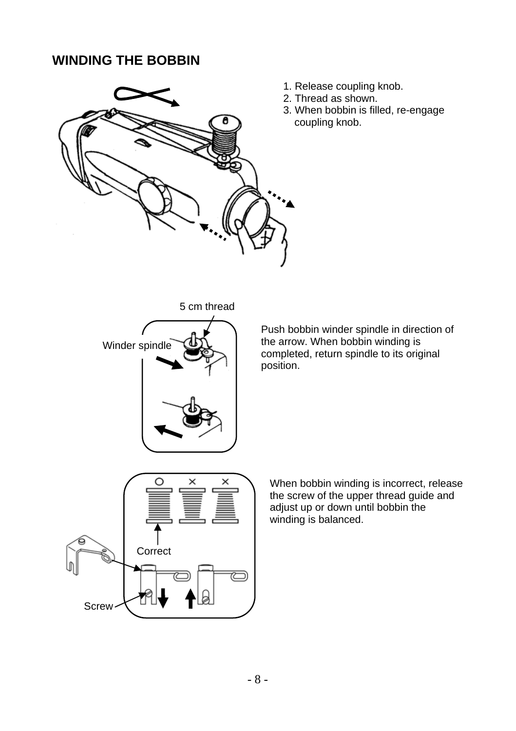# WINDING THE BOBBIN

1. Release coupling knob.
2. Thread as shown.
3. When bobbin is filled, re-engage coupling knob.

5 cm thread

Winder spindle

Push bobbin winder spindle in direction of the arrow. When bobbin winding is completed, return spindle to its original position.

Correct

Screw

When bobbin winding is incorrect, release the screw of the upper thread guide and adjust up or down until bobbin the winding is balanced.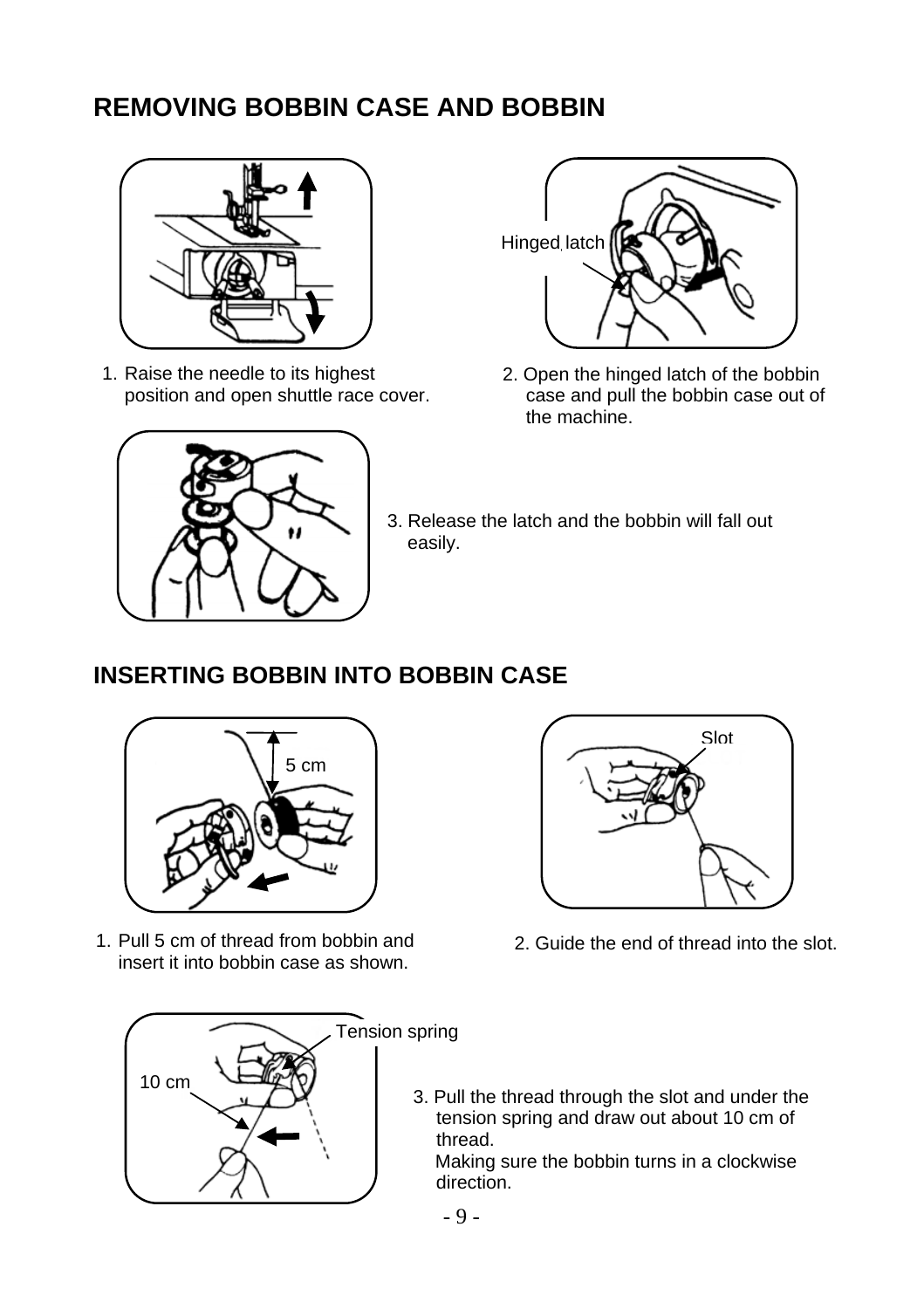## REMOVING BOBBIN CASE AND BOBBIN

1. Raise the needle to its highest position and open shuttle race cover.

2. Open the hinged latch of the bobbin case and pull the bobbin case out of the machine.

3. Release the latch and the bobbin will fall out easily.

## INSERTING BOBBIN INTO BOBBIN CASE

1. Pull 5 cm of thread from bobbin and insert it into bobbin case as shown.

2. Guide the end of thread into the slot.

3. Pull the thread through the slot and under the tension spring and draw out about 10 cm of thread.
   Making sure the bobbin turns in a clockwise direction.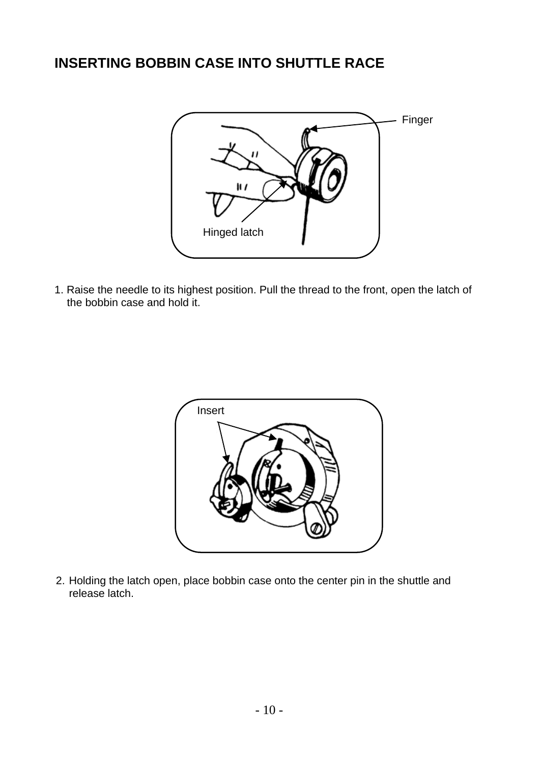## INSERTING BOBBIN CASE INTO SHUTTLE RACE

Finger

Hinged latch

1. Raise the needle to its highest position. Pull the thread to the front, open the latch of the bobbin case and hold it.

Insert

2. Holding the latch open, place bobbin case onto the center pin in the shuttle and release latch.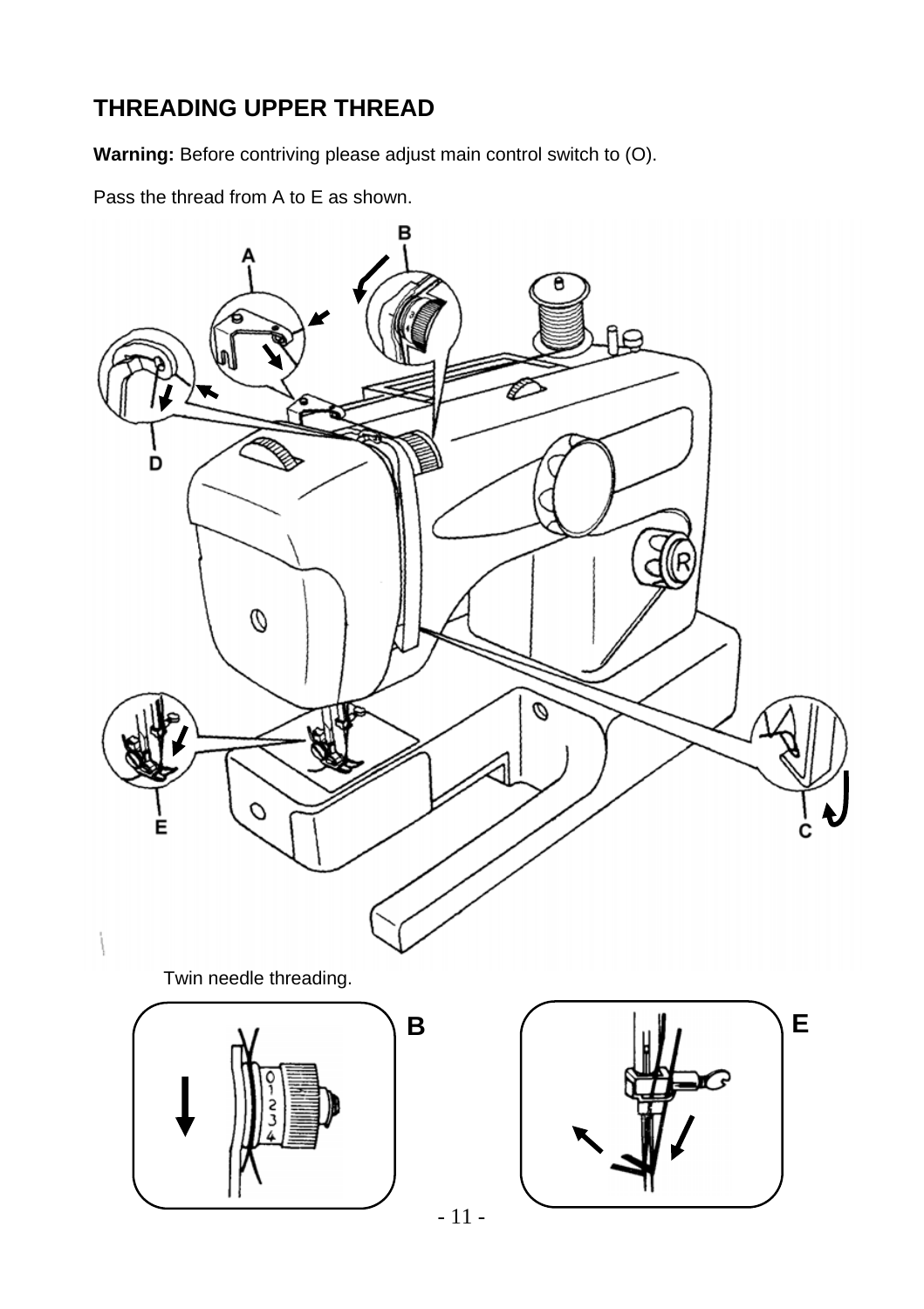## THREADING UPPER THREAD

**Warning:** Before contriving please adjust main control switch to (O).

Pass the thread from A to E as shown.

Twin needle threading.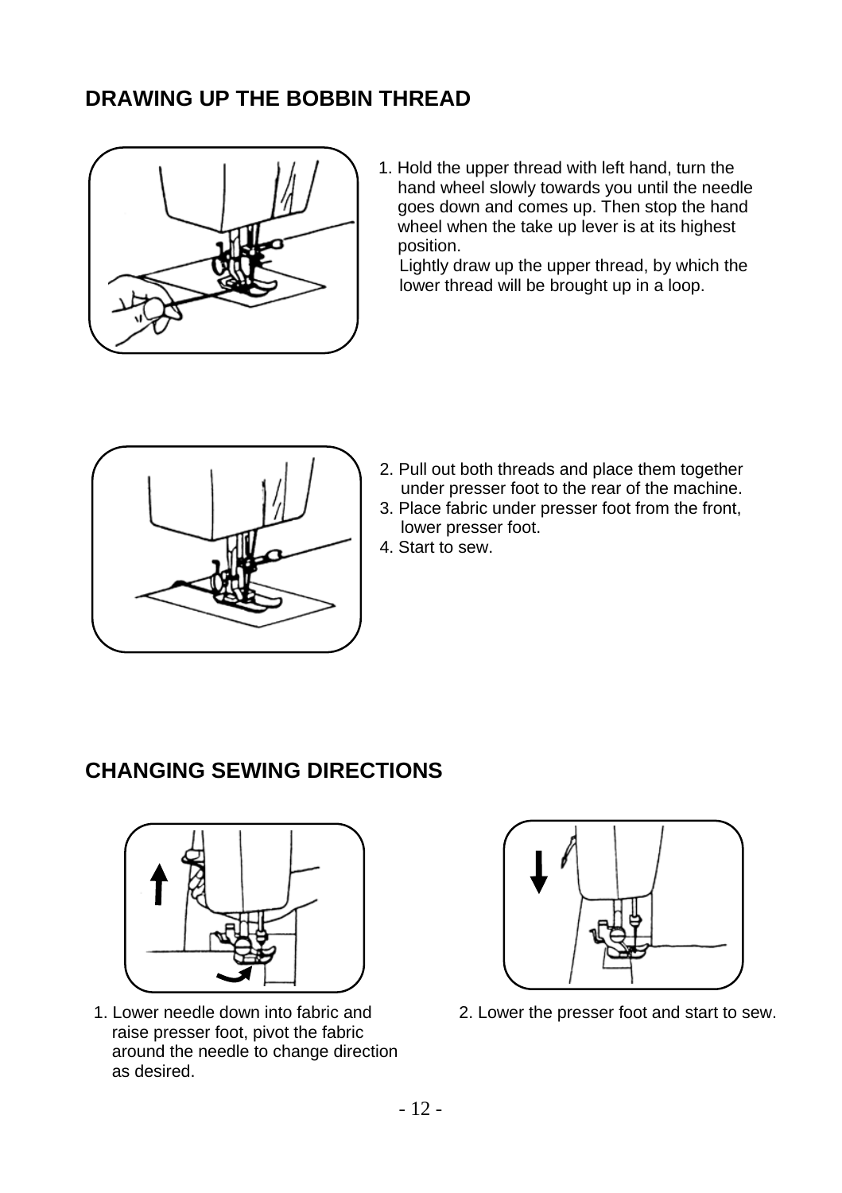## DRAWING UP THE BOBBIN THREAD

1. Hold the upper thread with left hand, turn the hand wheel slowly towards you until the needle goes down and comes up. Then stop the hand wheel when the take up lever is at its highest position.
   Lightly draw up the upper thread, by which the lower thread will be brought up in a loop.

2. Pull out both threads and place them together under presser foot to the rear of the machine.
3. Place fabric under presser foot from the front, lower presser foot.
4. Start to sew.

## CHANGING SEWING DIRECTIONS

1. Lower needle down into fabric and raise presser foot, pivot the fabric around the needle to change direction as desired.

2. Lower the presser foot and start to sew.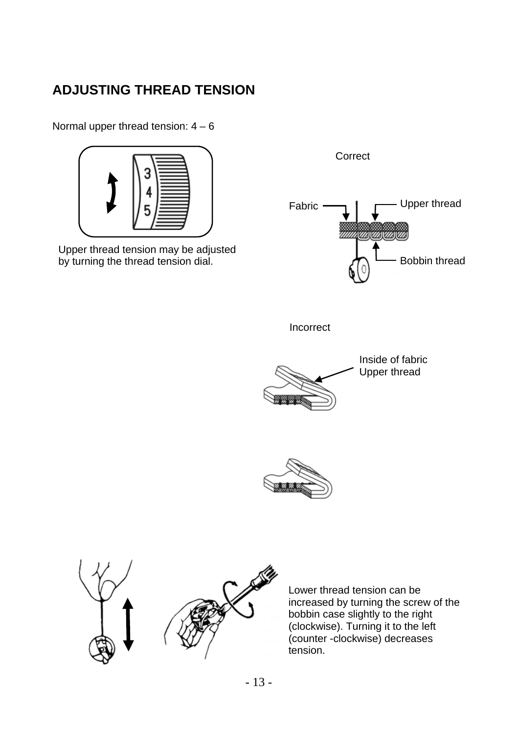## ADJUSTING THREAD TENSION

Normal upper thread tension: 4 – 6

3
4
5

Upper thread tension may be adjusted by turning the thread tension dial.

Correct

Fabric

Upper thread

Bobbin thread

Incorrect

Inside of fabric
Upper thread

Lower thread tension can be increased by turning the screw of the bobbin case slightly to the right (clockwise). Turning it to the left (counter -clockwise) decreases tension.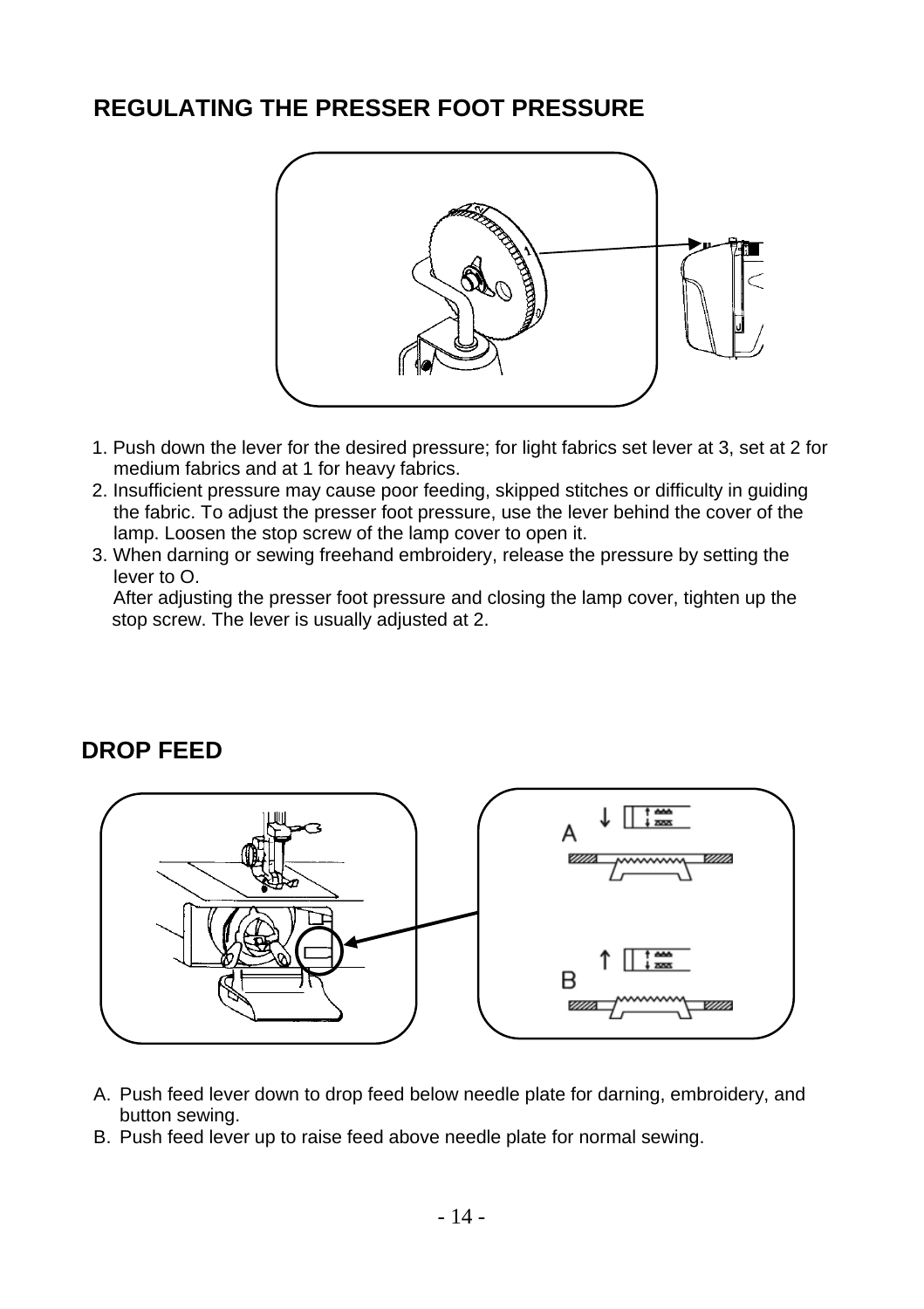## REGULATING THE PRESSER FOOT PRESSURE

1. Push down the lever for the desired pressure; for light fabrics set lever at 3, set at 2 for medium fabrics and at 1 for heavy fabrics.
2. Insufficient pressure may cause poor feeding, skipped stitches or difficulty in guiding the fabric. To adjust the presser foot pressure, use the lever behind the cover of the lamp. Loosen the stop screw of the lamp cover to open it.
3. When darning or sewing freehand embroidery, release the pressure by setting the lever to O.
   After adjusting the presser foot pressure and closing the lamp cover, tighten up the stop screw. The lever is usually adjusted at 2.

## DROP FEED

A. Push feed lever down to drop feed below needle plate for darning, embroidery, and button sewing.
B. Push feed lever up to raise feed above needle plate for normal sewing.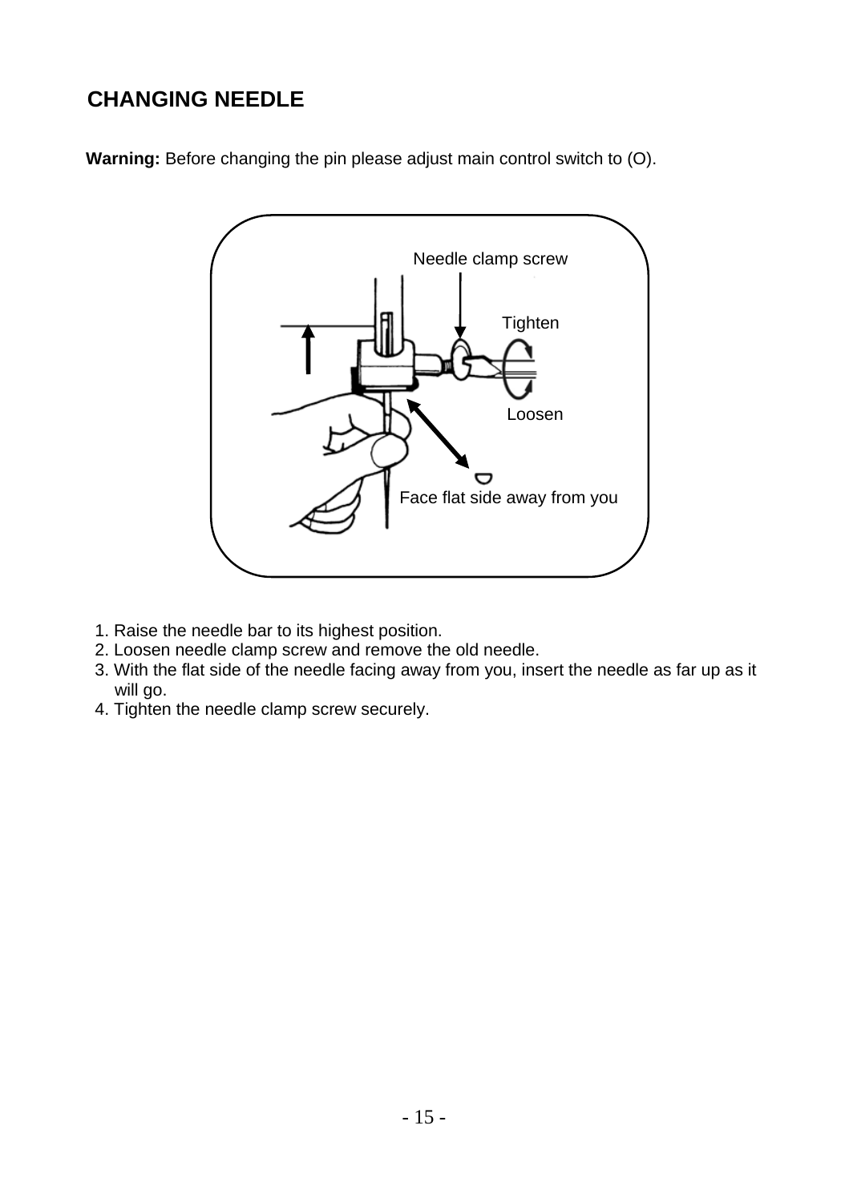## CHANGING NEEDLE

**Warning:** Before changing the pin please adjust main control switch to (O).

Needle clamp screw

Tighten

Loosen

Face flat side away from you

1. Raise the needle bar to its highest position.
2. Loosen needle clamp screw and remove the old needle.
3. With the flat side of the needle facing away from you, insert the needle as far up as it will go.
4. Tighten the needle clamp screw securely.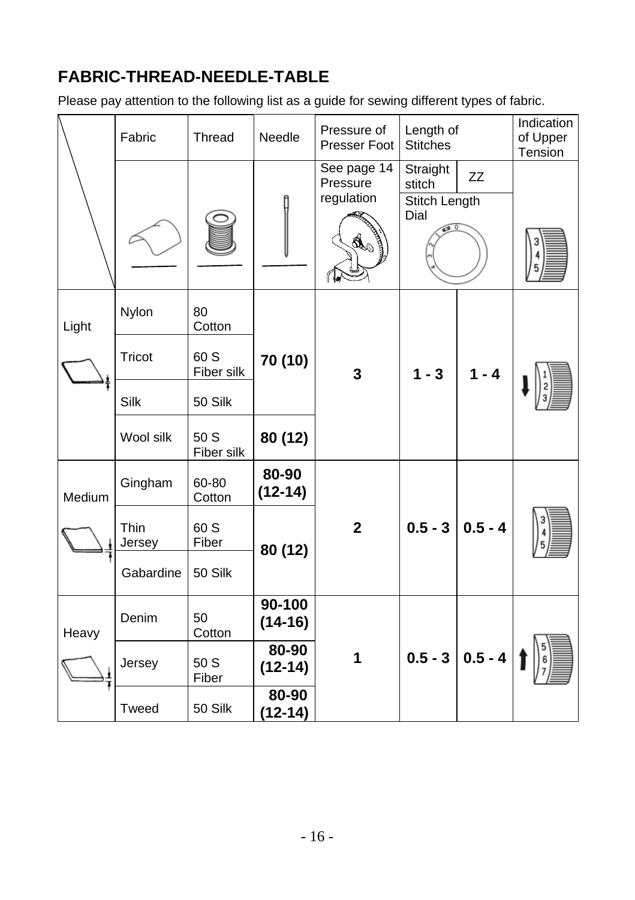## FABRIC-THREAD-NEEDLE-TABLE

Please pay attention to the following list as a guide for sewing different types of fabric.

| | Fabric | Thread | Needle | Pressure of Presser Foot | Length of Stitches | | Indication of Upper Tension |
|---|---|---|---|---|---|---|---|
| | | | | See page 14 Pressure regulation | Straight stitch | ZZ | |
| | | | | | Stitch Length Dial | | |
| Light | Nylon | 80 Cotton | 70 (10) | 3 | 1 - 3 | 1 - 4 | ↓ 1 2 3 |
| | Tricot | 60 S Fiber silk | 70 (10) | | | | |
| | Silk | 50 Silk | 70 (10) | | | | |
| | Wool silk | 50 S Fiber silk | 80 (12) | | | | |
| Medium | Gingham | 60-80 Cotton | 80-90 (12-14) | 2 | 0.5 - 3 | 0.5 - 4 | 3 4 5 |
| | Thin Jersey | 60 S Fiber | 80 (12) | | | | |
| | Gabardine | 50 Silk | 80 (12) | | | | |
| Heavy | Denim | 50 Cotton | 90-100 (14-16) | 1 | 0.5 - 3 | 0.5 - 4 | ↑ 5 6 7 |
| | Jersey | 50 S Fiber | 80-90 (12-14) | | | | |
| | Tweed | 50 Silk | 80-90 (12-14) | | | | |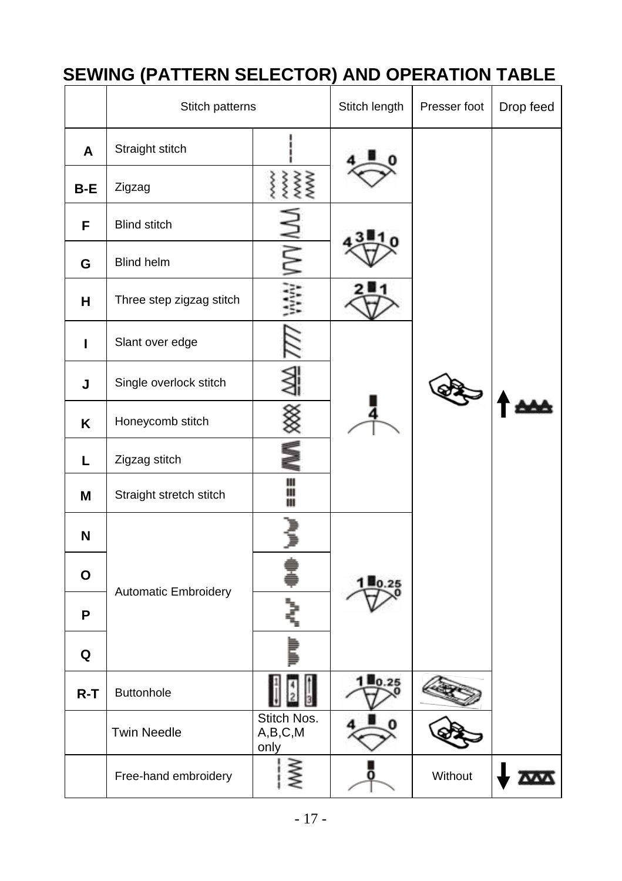# SEWING (PATTERN SELECTOR) AND OPERATION TABLE

| | Stitch patterns | | Stitch length | Presser foot | Drop feed |
|---|---|---|---|---|---|
| A | Straight stitch | | 4 – 0 | | ↑ |
| B-E | Zigzag | | | | |
| F | Blind stitch | | 4 3 1 0 | | |
| G | Blind helm | | | | |
| H | Three step zigzag stitch | | 2 1 | | |
| I | Slant over edge | | 4 | | |
| J | Single overlock stitch | | | | |
| K | Honeycomb stitch | | | | |
| L | Zigzag stitch | | | | |
| M | Straight stretch stitch | | | | |
| N | Automatic Embroidery | | 1 0.25 0 | | |
| O | | | | | |
| P | | | | | |
| Q | | | | | |
| R-T | Buttonhole | | 1 0.25 0 | | |
| | Twin Needle | Stitch Nos. A,B,C,M only | 4 – 0 | | |
| | Free-hand embroidery | | 0 | Without | ↓ |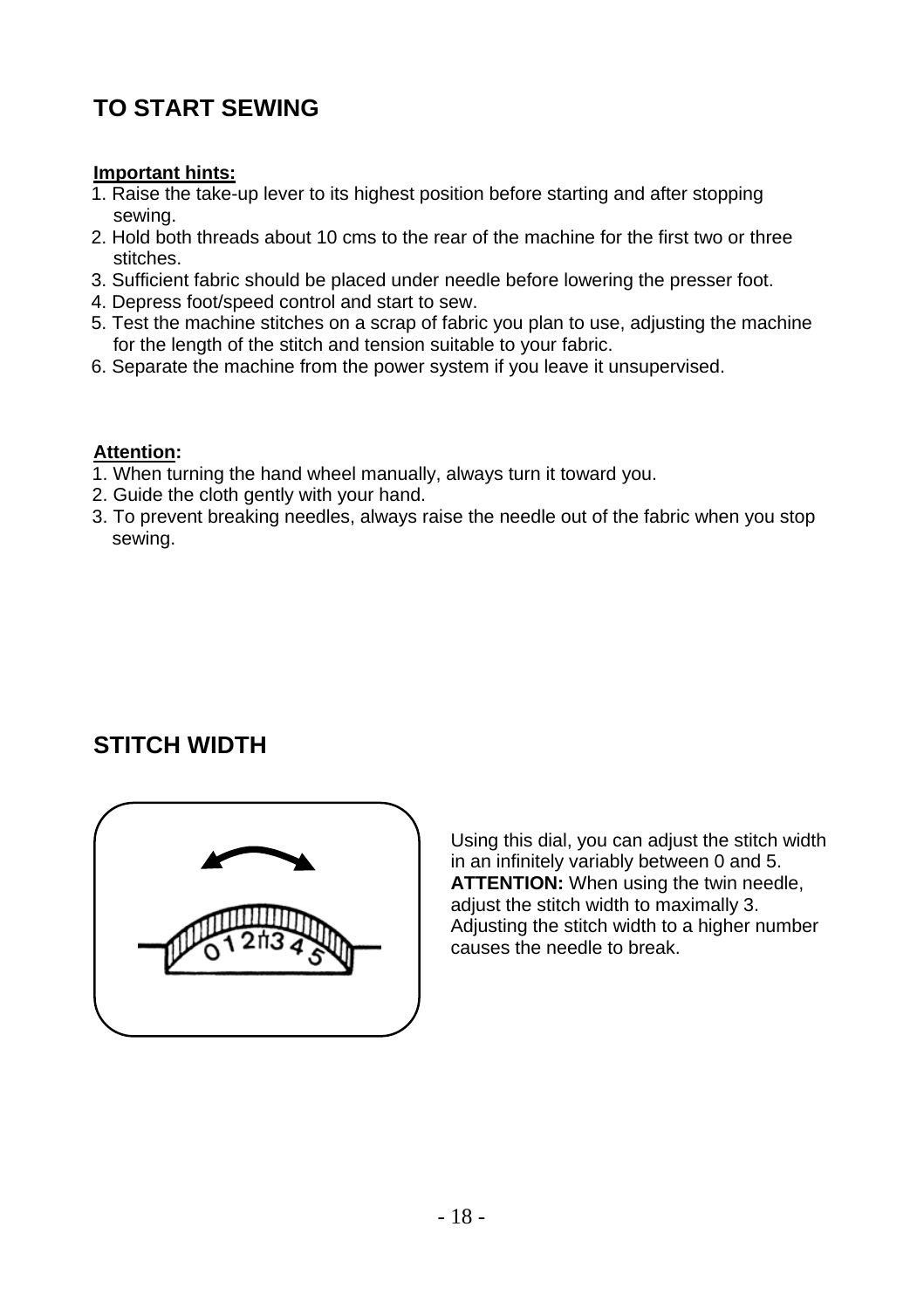## TO START SEWING

**Important hints:**

1. Raise the take-up lever to its highest position before starting and after stopping sewing.
2. Hold both threads about 10 cms to the rear of the machine for the first two or three stitches.
3. Sufficient fabric should be placed under needle before lowering the presser foot.
4. Depress foot/speed control and start to sew.
5. Test the machine stitches on a scrap of fabric you plan to use, adjusting the machine for the length of the stitch and tension suitable to your fabric.
6. Separate the machine from the power system if you leave it unsupervised.

**Attention:**

1. When turning the hand wheel manually, always turn it toward you.
2. Guide the cloth gently with your hand.
3. To prevent breaking needles, always raise the needle out of the fabric when you stop sewing.

## STITCH WIDTH

Using this dial, you can adjust the stitch width in an infinitely variably between 0 and 5.
**ATTENTION:** When using the twin needle, adjust the stitch width to maximally 3. Adjusting the stitch width to a higher number causes the needle to break.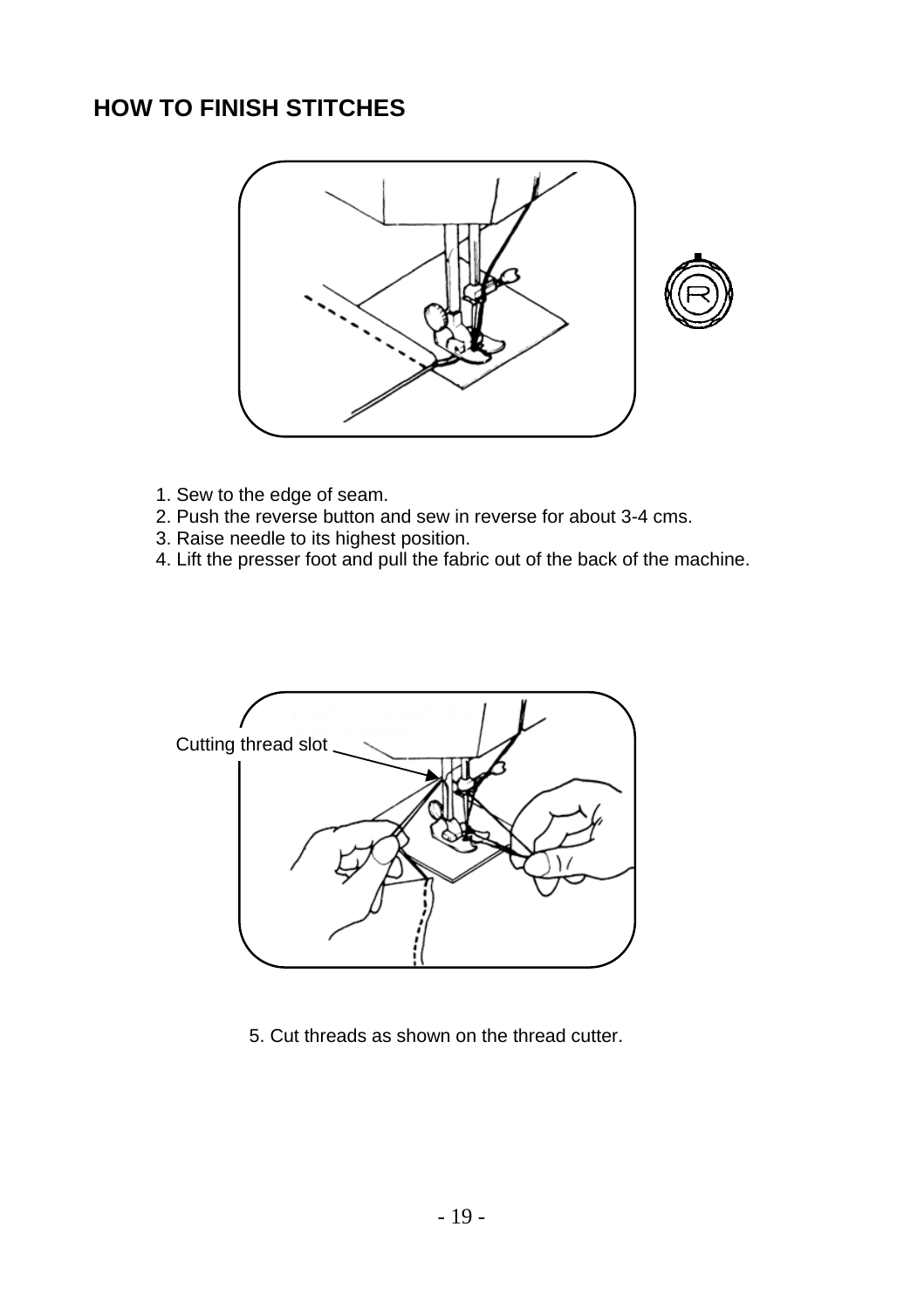## HOW TO FINISH STITCHES

1. Sew to the edge of seam.
2. Push the reverse button and sew in reverse for about 3-4 cms.
3. Raise needle to its highest position.
4. Lift the presser foot and pull the fabric out of the back of the machine.

Cutting thread slot

5. Cut threads as shown on the thread cutter.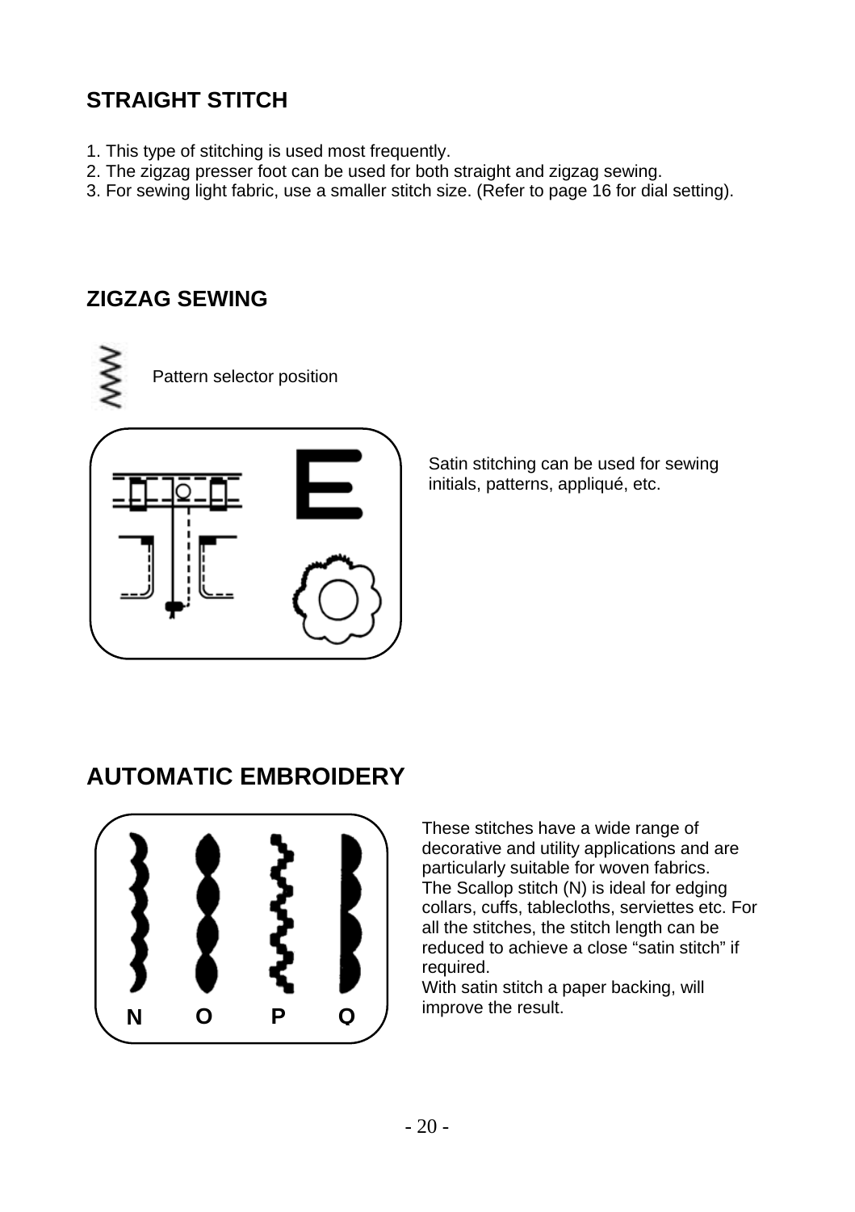## STRAIGHT STITCH

1. This type of stitching is used most frequently.
2. The zigzag presser foot can be used for both straight and zigzag sewing.
3. For sewing light fabric, use a smaller stitch size. (Refer to page 16 for dial setting).

## ZIGZAG SEWING

Pattern selector position

Satin stitching can be used for sewing initials, patterns, appliqué, etc.

## AUTOMATIC EMBROIDERY

N O P Q

These stitches have a wide range of decorative and utility applications and are particularly suitable for woven fabrics.
The Scallop stitch (N) is ideal for edging collars, cuffs, tablecloths, serviettes etc. For all the stitches, the stitch length can be reduced to achieve a close "satin stitch" if required.
With satin stitch a paper backing, will improve the result.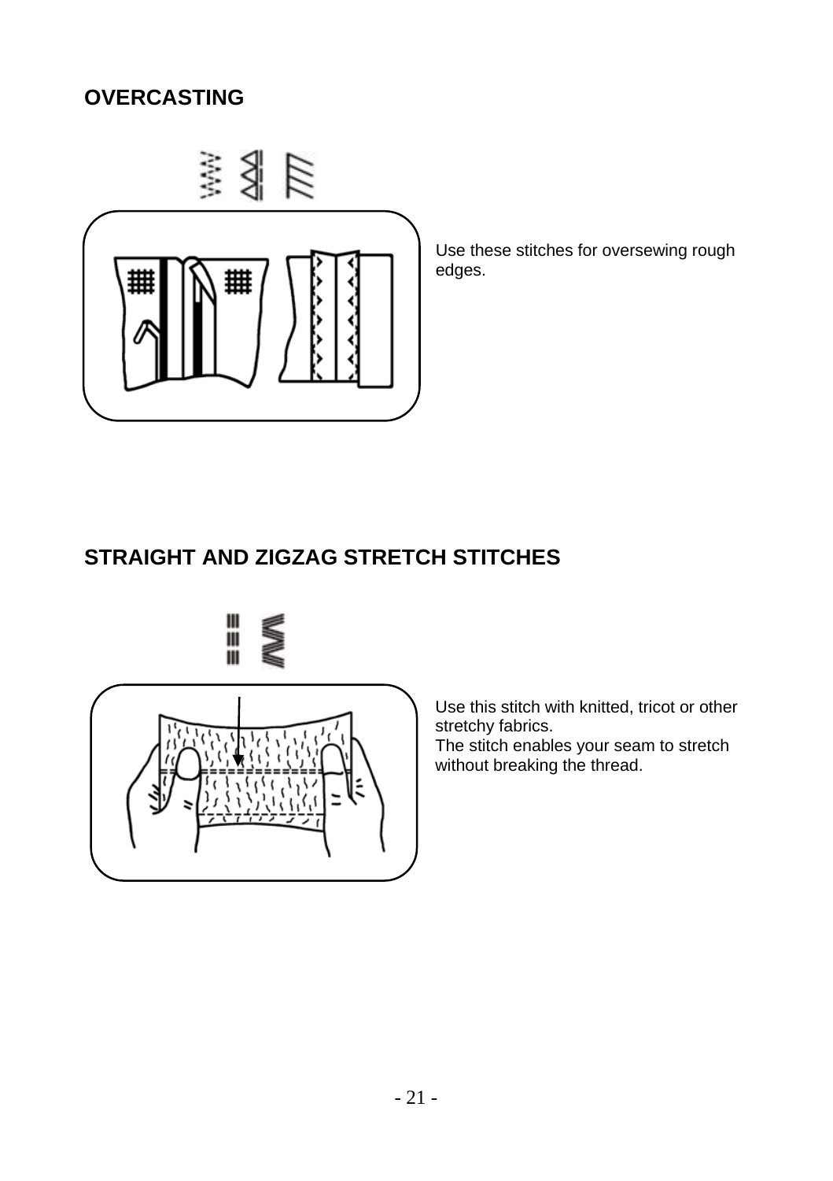## OVERCASTING

Use these stitches for oversewing rough edges.

## STRAIGHT AND ZIGZAG STRETCH STITCHES

Use this stitch with knitted, tricot or other stretchy fabrics.
The stitch enables your seam to stretch without breaking the thread.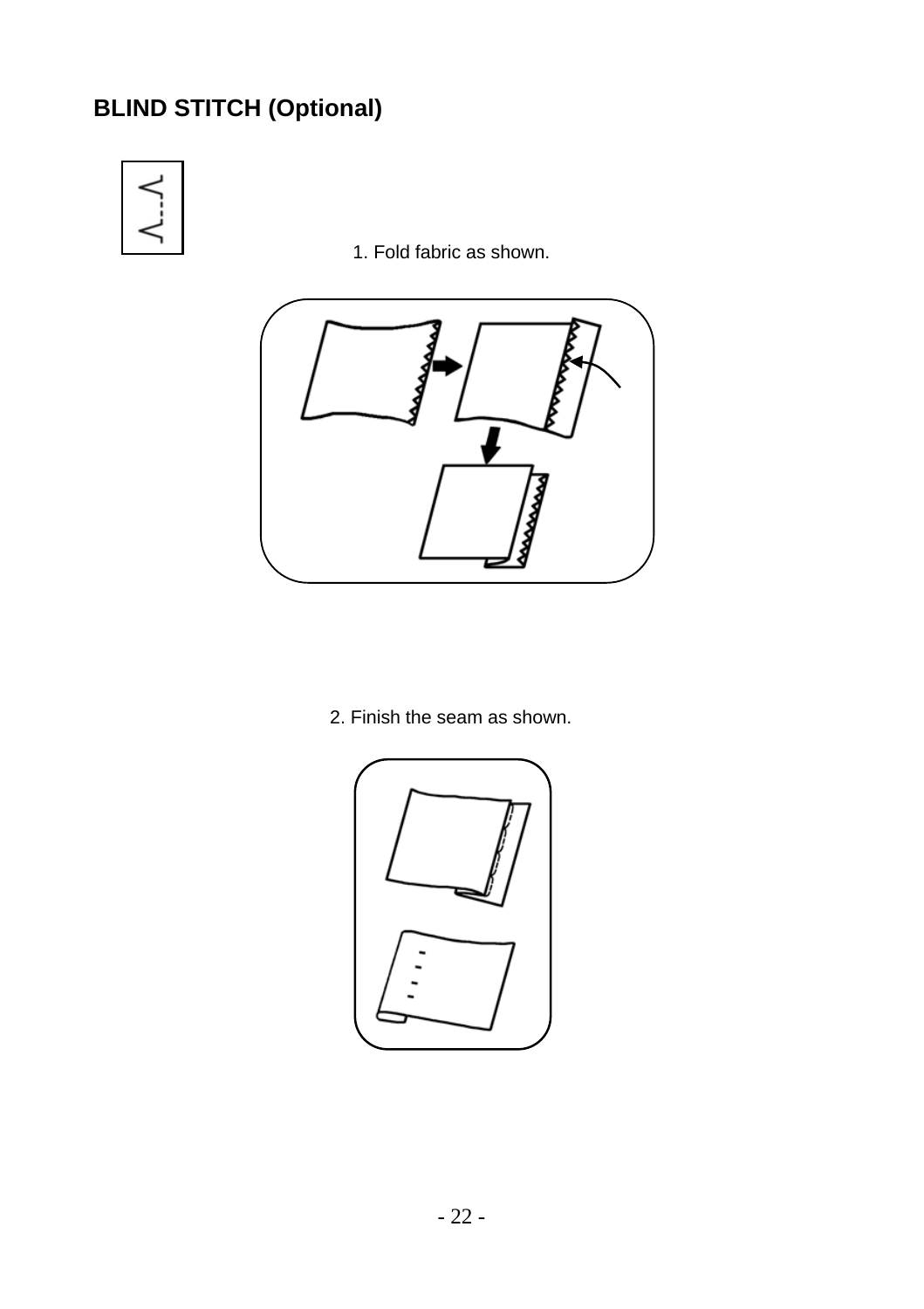## BLIND STITCH (Optional)

1. Fold fabric as shown.

2. Finish the seam as shown.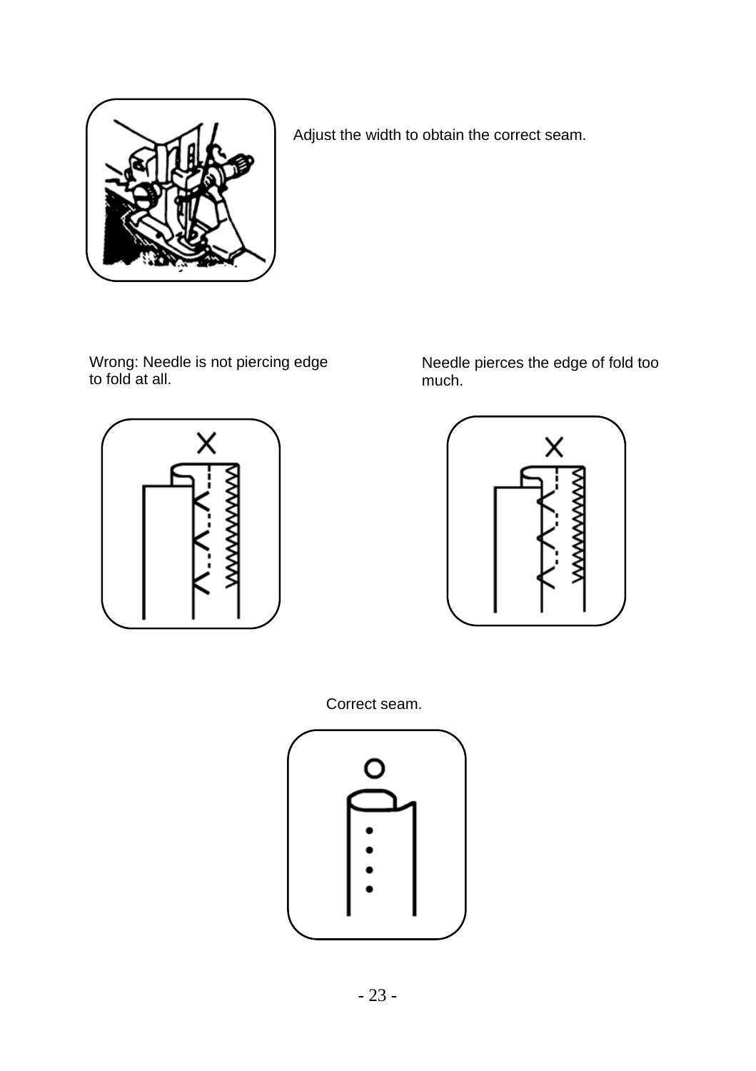Adjust the width to obtain the correct seam.

Wrong: Needle is not piercing edge to fold at all.

Needle pierces the edge of fold too much.

Correct seam.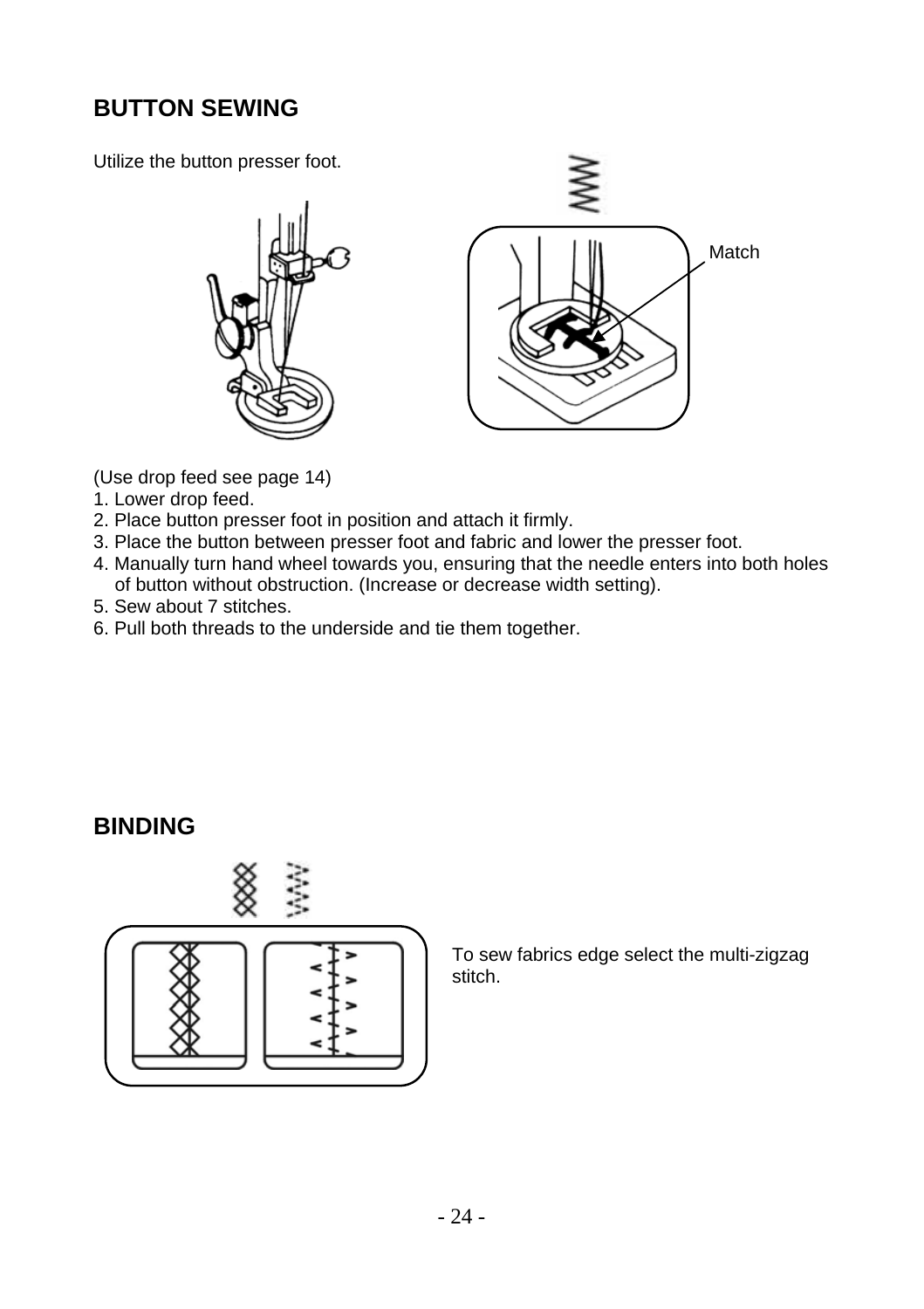## BUTTON SEWING

Utilize the button presser foot.

Match

(Use drop feed see page 14)

1. Lower drop feed.
2. Place button presser foot in position and attach it firmly.
3. Place the button between presser foot and fabric and lower the presser foot.
4. Manually turn hand wheel towards you, ensuring that the needle enters into both holes of button without obstruction. (Increase or decrease width setting).
5. Sew about 7 stitches.
6. Pull both threads to the underside and tie them together.

## BINDING

To sew fabrics edge select the multi-zigzag stitch.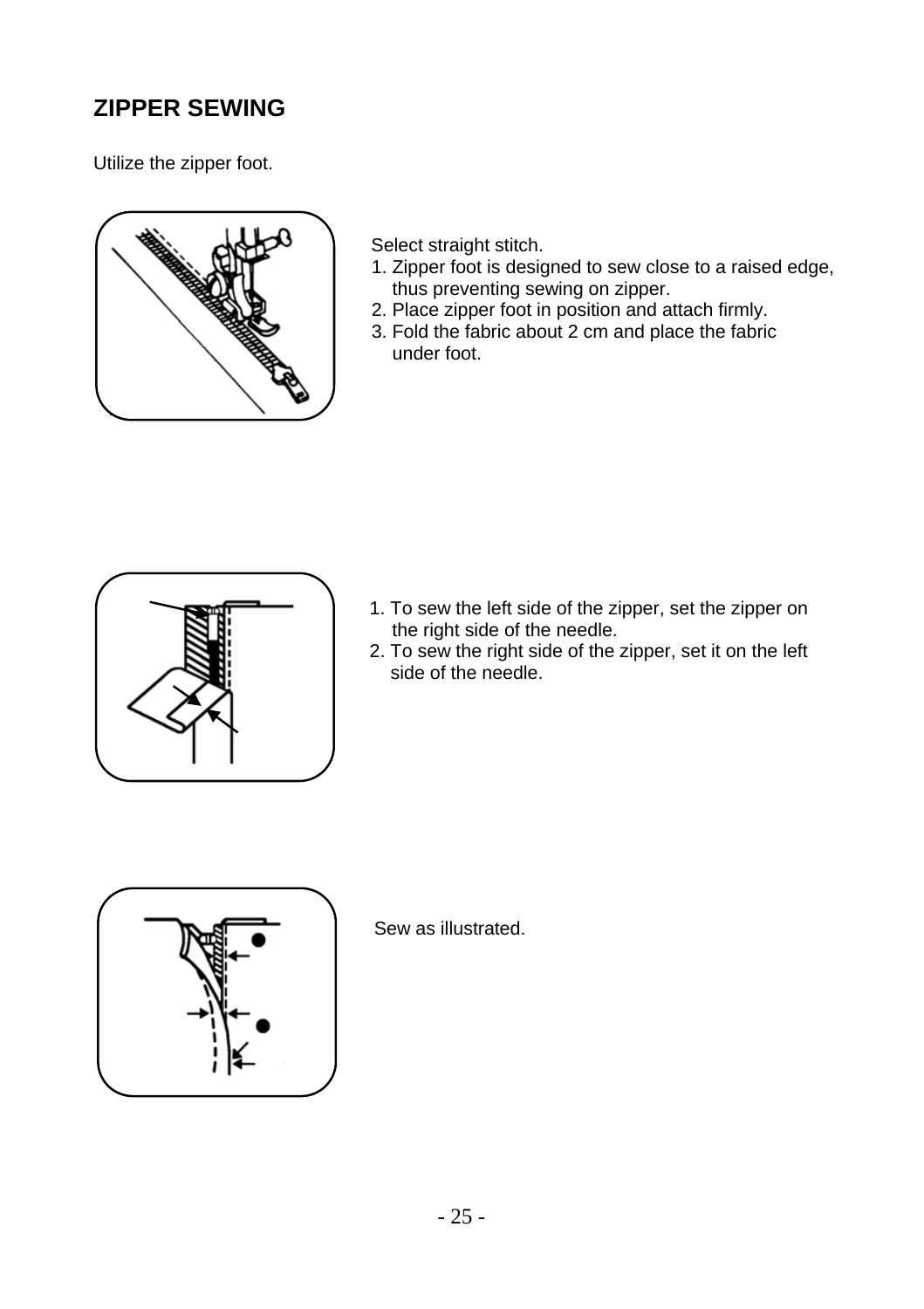# ZIPPER SEWING

Utilize the zipper foot.

Select straight stitch.

1. Zipper foot is designed to sew close to a raised edge, thus preventing sewing on zipper.
2. Place zipper foot in position and attach firmly.
3. Fold the fabric about 2 cm and place the fabric under foot.

1. To sew the left side of the zipper, set the zipper on the right side of the needle.
2. To sew the right side of the zipper, set it on the left side of the needle.

Sew as illustrated.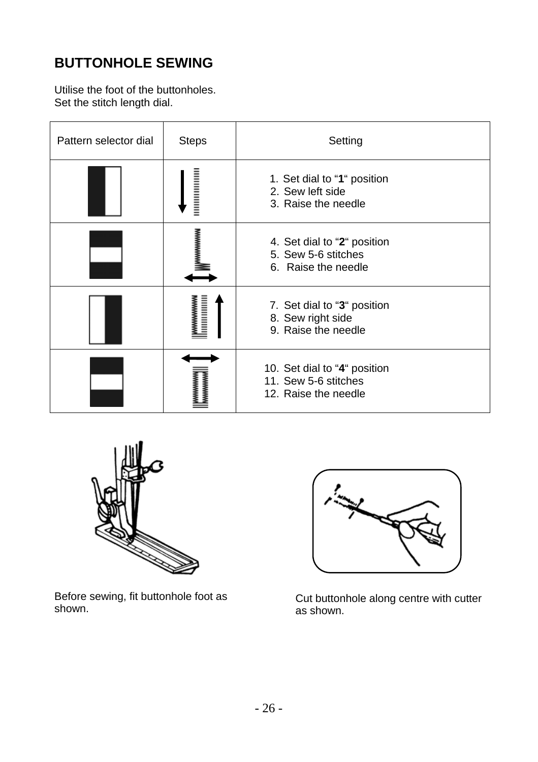# BUTTONHOLE SEWING

Utilise the foot of the buttonholes.
Set the stitch length dial.

| Pattern selector dial | Steps | Setting |
|---|---|---|
| | | 1. Set dial to "**1**" position<br>2. Sew left side<br>3. Raise the needle |
| | | 4. Set dial to "**2**" position<br>5. Sew 5-6 stitches<br>6. Raise the needle |
| | | 7. Set dial to "**3**" position<br>8. Sew right side<br>9. Raise the needle |
| | | 10. Set dial to "**4**" position<br>11. Sew 5-6 stitches<br>12. Raise the needle |

Before sewing, fit buttonhole foot as shown.

Cut buttonhole along centre with cutter as shown.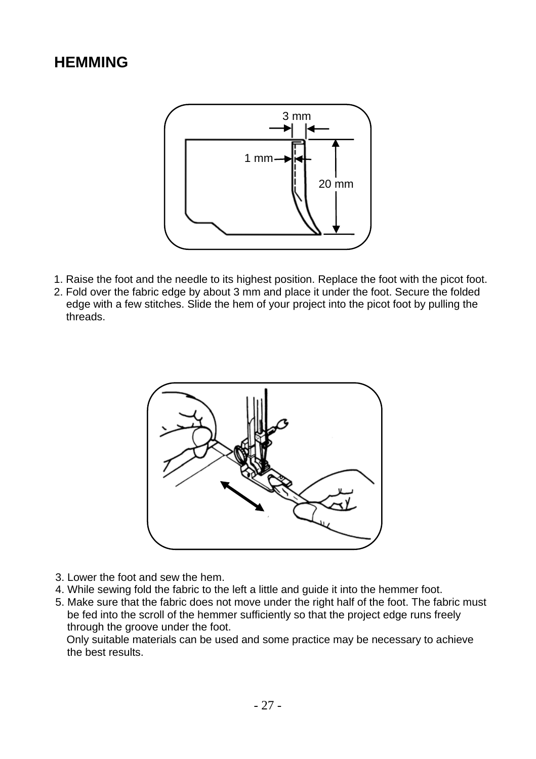# HEMMING

1. Raise the foot and the needle to its highest position. Replace the foot with the picot foot.
2. Fold over the fabric edge by about 3 mm and place it under the foot. Secure the folded edge with a few stitches. Slide the hem of your project into the picot foot by pulling the threads.

3. Lower the foot and sew the hem.
4. While sewing fold the fabric to the left a little and guide it into the hemmer foot.
5. Make sure that the fabric does not move under the right half of the foot. The fabric must be fed into the scroll of the hemmer sufficiently so that the project edge runs freely through the groove under the foot.
   Only suitable materials can be used and some practice may be necessary to achieve the best results.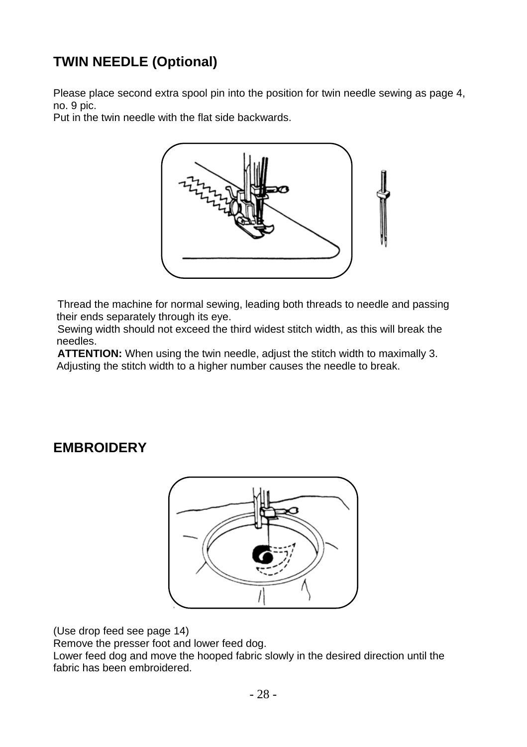## TWIN NEEDLE (Optional)

Please place second extra spool pin into the position for twin needle sewing as page 4, no. 9 pic.
Put in the twin needle with the flat side backwards.

Thread the machine for normal sewing, leading both threads to needle and passing their ends separately through its eye.
Sewing width should not exceed the third widest stitch width, as this will break the needles.
**ATTENTION:** When using the twin needle, adjust the stitch width to maximally 3. Adjusting the stitch width to a higher number causes the needle to break.

## EMBROIDERY

(Use drop feed see page 14)
Remove the presser foot and lower feed dog.
Lower feed dog and move the hooped fabric slowly in the desired direction until the fabric has been embroidered.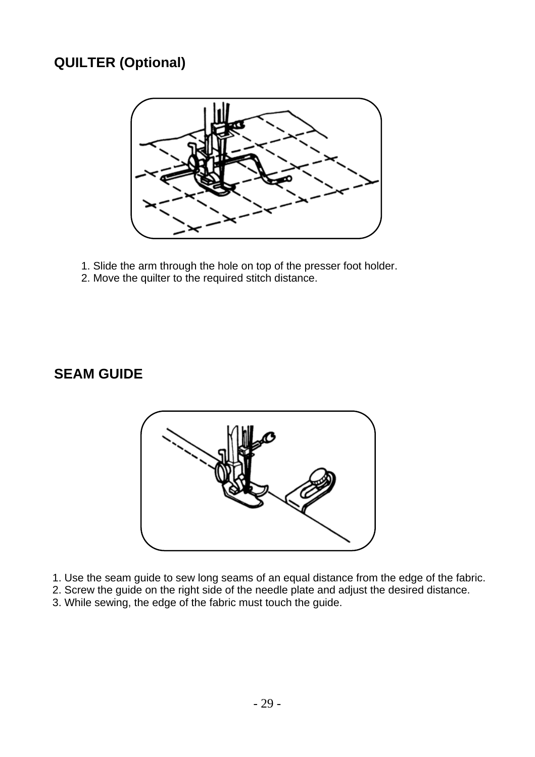## QUILTER (Optional)

1. Slide the arm through the hole on top of the presser foot holder.
2. Move the quilter to the required stitch distance.

## SEAM GUIDE

1. Use the seam guide to sew long seams of an equal distance from the edge of the fabric.
2. Screw the guide on the right side of the needle plate and adjust the desired distance.
3. While sewing, the edge of the fabric must touch the guide.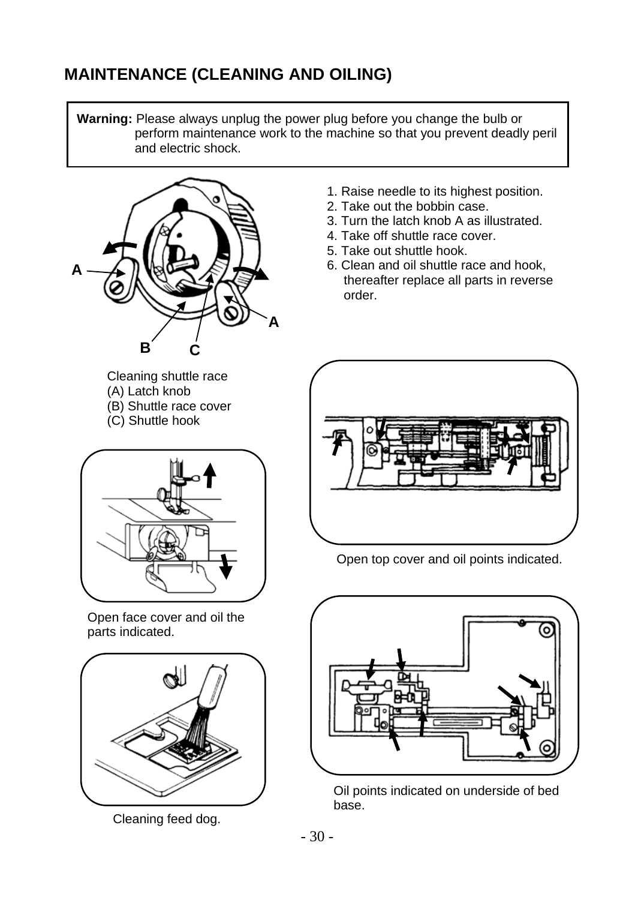## MAINTENANCE (CLEANING AND OILING)

**Warning:** Please always unplug the power plug before you change the bulb or perform maintenance work to the machine so that you prevent deadly peril and electric shock.

1. Raise needle to its highest position.
2. Take out the bobbin case.
3. Turn the latch knob A as illustrated.
4. Take off shuttle race cover.
5. Take out shuttle hook.
6. Clean and oil shuttle race and hook, thereafter replace all parts in reverse order.

Cleaning shuttle race
(A) Latch knob
(B) Shuttle race cover
(C) Shuttle hook

Open top cover and oil points indicated.

Open face cover and oil the parts indicated.

Oil points indicated on underside of bed base.

Cleaning feed dog.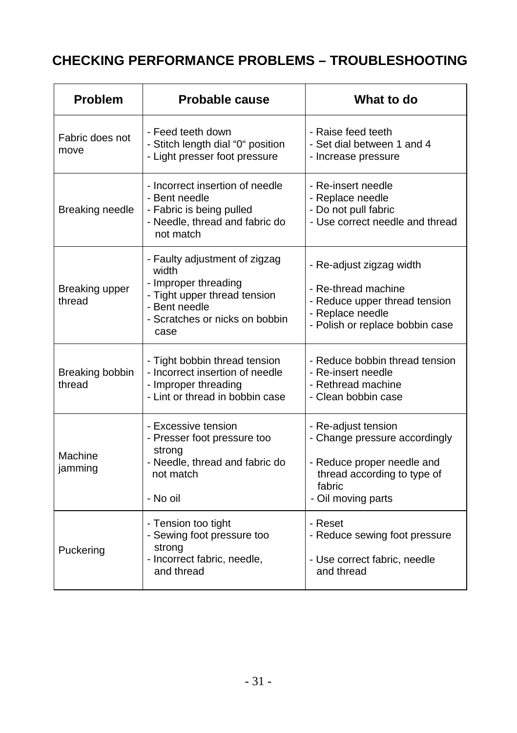## CHECKING PERFORMANCE PROBLEMS – TROUBLESHOOTING

| Problem | Probable cause | What to do |
|---|---|---|
| Fabric does not move | - Feed teeth down<br>- Stitch length dial "0" position<br>- Light presser foot pressure | - Raise feed teeth<br>- Set dial between 1 and 4<br>- Increase pressure |
| Breaking needle | - Incorrect insertion of needle<br>- Bent needle<br>- Fabric is being pulled<br>- Needle, thread and fabric do not match | - Re-insert needle<br>- Replace needle<br>- Do not pull fabric<br>- Use correct needle and thread |
| Breaking upper thread | - Faulty adjustment of zigzag width<br>- Improper threading<br>- Tight upper thread tension<br>- Bent needle<br>- Scratches or nicks on bobbin case | - Re-adjust zigzag width<br>- Re-thread machine<br>- Reduce upper thread tension<br>- Replace needle<br>- Polish or replace bobbin case |
| Breaking bobbin thread | - Tight bobbin thread tension<br>- Incorrect insertion of needle<br>- Improper threading<br>- Lint or thread in bobbin case | - Reduce bobbin thread tension<br>- Re-insert needle<br>- Rethread machine<br>- Clean bobbin case |
| Machine jamming | - Excessive tension<br>- Presser foot pressure too strong<br>- Needle, thread and fabric do not match<br>- No oil | - Re-adjust tension<br>- Change pressure accordingly<br>- Reduce proper needle and thread according to type of fabric<br>- Oil moving parts |
| Puckering | - Tension too tight<br>- Sewing foot pressure too strong<br>- Incorrect fabric, needle, and thread | - Reset<br>- Reduce sewing foot pressure<br>- Use correct fabric, needle and thread |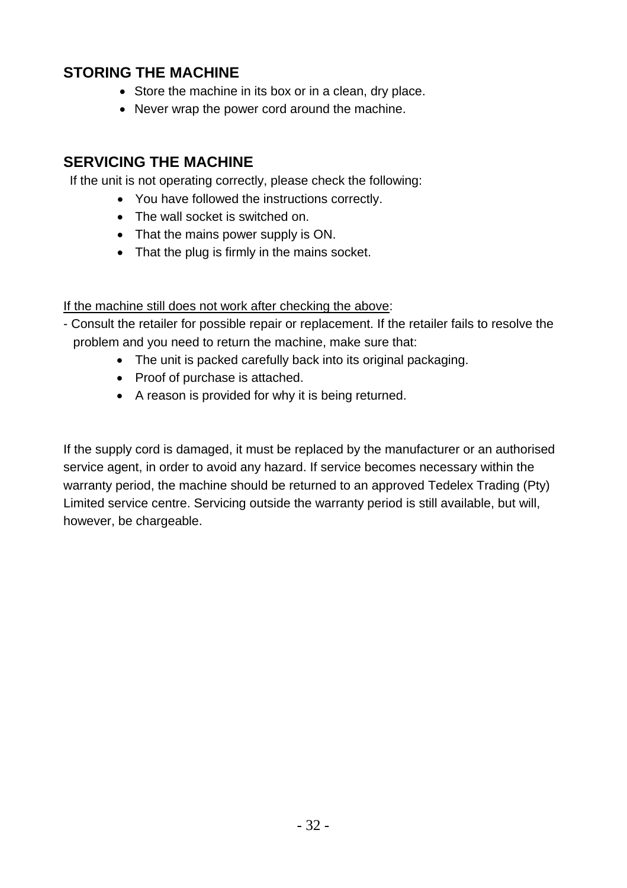## STORING THE MACHINE

- Store the machine in its box or in a clean, dry place.
- Never wrap the power cord around the machine.

## SERVICING THE MACHINE

If the unit is not operating correctly, please check the following:

- You have followed the instructions correctly.
- The wall socket is switched on.
- That the mains power supply is ON.
- That the plug is firmly in the mains socket.

<u>If the machine still does not work after checking the above</u>:

- Consult the retailer for possible repair or replacement. If the retailer fails to resolve the problem and you need to return the machine, make sure that:
  - The unit is packed carefully back into its original packaging.
  - Proof of purchase is attached.
  - A reason is provided for why it is being returned.

If the supply cord is damaged, it must be replaced by the manufacturer or an authorised service agent, in order to avoid any hazard. If service becomes necessary within the warranty period, the machine should be returned to an approved Tedelex Trading (Pty) Limited service centre. Servicing outside the warranty period is still available, but will, however, be chargeable.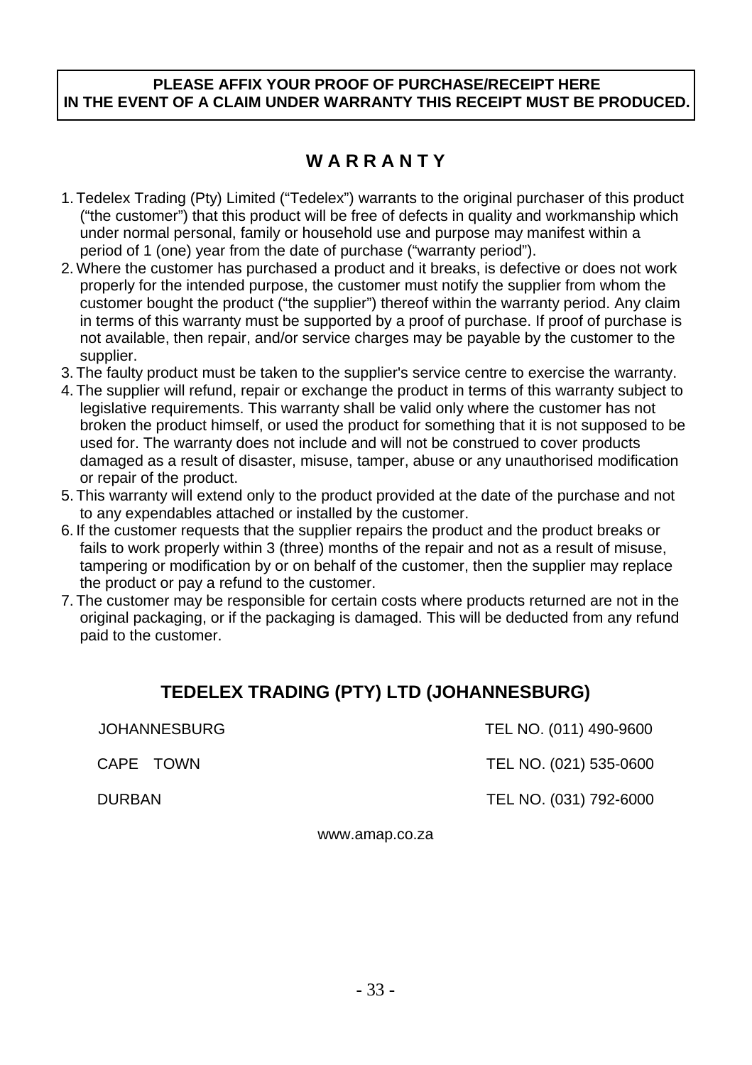**PLEASE AFFIX YOUR PROOF OF PURCHASE/RECEIPT HERE**
**IN THE EVENT OF A CLAIM UNDER WARRANTY THIS RECEIPT MUST BE PRODUCED.**

# W A R R A N T Y

1. Tedelex Trading (Pty) Limited ("Tedelex") warrants to the original purchaser of this product ("the customer") that this product will be free of defects in quality and workmanship which under normal personal, family or household use and purpose may manifest within a period of 1 (one) year from the date of purchase ("warranty period").
2. Where the customer has purchased a product and it breaks, is defective or does not work properly for the intended purpose, the customer must notify the supplier from whom the customer bought the product ("the supplier") thereof within the warranty period. Any claim in terms of this warranty must be supported by a proof of purchase. If proof of purchase is not available, then repair, and/or service charges may be payable by the customer to the supplier.
3. The faulty product must be taken to the supplier's service centre to exercise the warranty.
4. The supplier will refund, repair or exchange the product in terms of this warranty subject to legislative requirements. This warranty shall be valid only where the customer has not broken the product himself, or used the product for something that it is not supposed to be used for. The warranty does not include and will not be construed to cover products damaged as a result of disaster, misuse, tamper, abuse or any unauthorised modification or repair of the product.
5. This warranty will extend only to the product provided at the date of the purchase and not to any expendables attached or installed by the customer.
6. If the customer requests that the supplier repairs the product and the product breaks or fails to work properly within 3 (three) months of the repair and not as a result of misuse, tampering or modification by or on behalf of the customer, then the supplier may replace the product or pay a refund to the customer.
7. The customer may be responsible for certain costs where products returned are not in the original packaging, or if the packaging is damaged. This will be deducted from any refund paid to the customer.

## TEDELEX TRADING (PTY) LTD (JOHANNESBURG)

| | |
|---|---|
| JOHANNESBURG | TEL NO. (011) 490-9600 |
| CAPE TOWN | TEL NO. (021) 535-0600 |
| DURBAN | TEL NO. (031) 792-6000 |

www.amap.co.za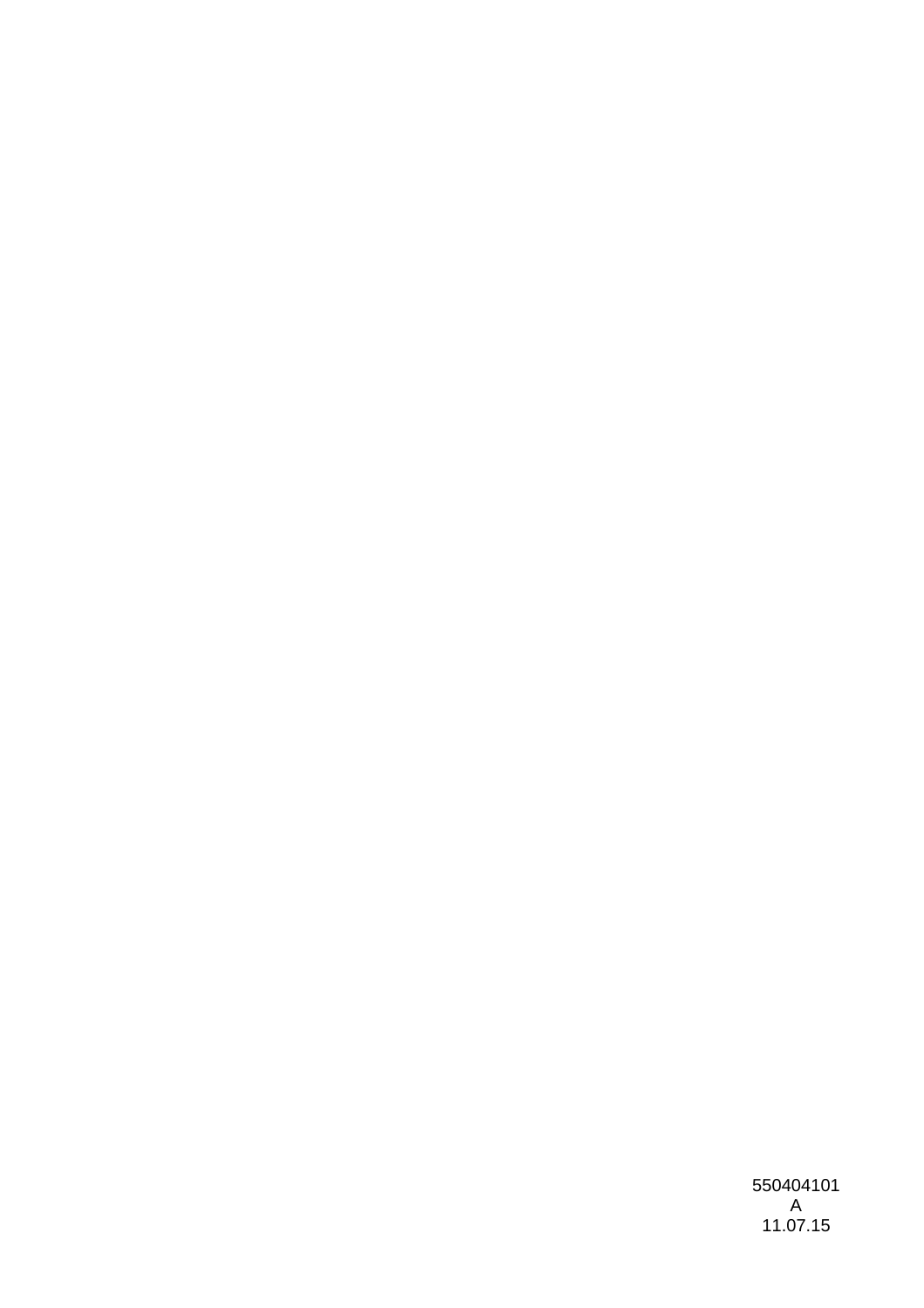550404101
A
11.07.15